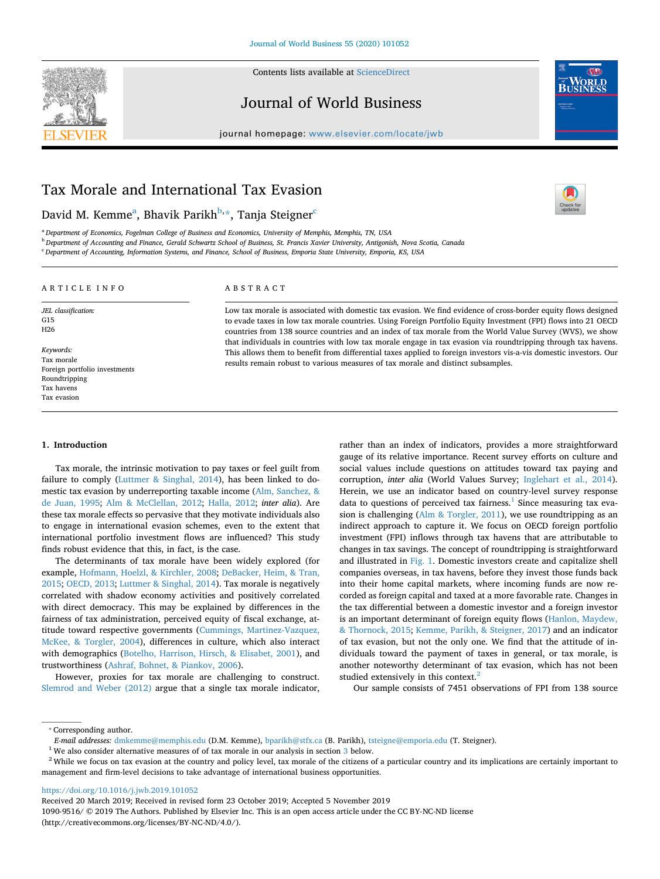# Tax Morale and International Tax Evasion

David M. Kemme[a], Bhavik Parikh[b,*], Tanja Steigner[c]

[a] Department of Economics, Fogelman College of Business and Economics, University of Memphis, Memphis, TN, USA
[b] Department of Accounting and Finance, Gerald Schwartz School of Business, St. Francis Xavier University, Antigonish, Nova Scotia, Canada
[c] Department of Accounting, Information Systems, and Finance, School of Business, Emporia State University, Emporia, KS, USA

## ARTICLE INFO

*JEL classification:*
G15
H26

*Keywords:*
Tax morale
Foreign portfolio investments
Roundtripping
Tax havens
Tax evasion

## ABSTRACT

Low tax morale is associated with domestic tax evasion. We find evidence of cross-border equity flows designed to evade taxes in low tax morale countries. Using Foreign Portfolio Equity Investment (FPI) flows into 21 OECD countries from 138 source countries and an index of tax morale from the World Value Survey (WVS), we show that individuals in countries with low tax morale engage in tax evasion via roundtripping through tax havens. This allows them to benefit from differential taxes applied to foreign investors vis-a-vis domestic investors. Our results remain robust to various measures of tax morale and distinct subsamples.

## 1. Introduction

Tax morale, the intrinsic motivation to pay taxes or feel guilt from failure to comply (Luttmer & Singhal, 2014), has been linked to domestic tax evasion by underreporting taxable income (Alm, Sanchez, & de Juan, 1995; Alm & McClellan, 2012; Halla, 2012; *inter alia*). Are these tax morale effects so pervasive that they motivate individuals also to engage in international evasion schemes, even to the extent that international portfolio investment flows are influenced? This study finds robust evidence that this, in fact, is the case.

The determinants of tax morale have been widely explored (for example, Hofmann, Hoelzl, & Kirchler, 2008; DeBacker, Heim, & Tran, 2015; OECD, 2013; Luttmer & Singhal, 2014). Tax morale is negatively correlated with shadow economy activities and positively correlated with direct democracy. This may be explained by differences in the fairness of tax administration, perceived equity of fiscal exchange, attitude toward respective governments (Cummings, Martinez-Vazquez, McKee, & Torgler, 2004), differences in culture, which also interact with demographics (Botelho, Harrison, Hirsch, & Elisabet, 2001), and trustworthiness (Ashraf, Bohnet, & Piankov, 2006).

However, proxies for tax morale are challenging to construct. Slemrod and Weber (2012) argue that a single tax morale indicator, rather than an index of indicators, provides a more straightforward gauge of its relative importance. Recent survey efforts on culture and social values include questions on attitudes toward tax paying and corruption, *inter alia* (World Values Survey; Inglehart et al., 2014). Herein, we use an indicator based on country-level survey response data to questions of perceived tax fairness.[1] Since measuring tax evasion is challenging (Alm & Torgler, 2011), we use roundtripping as an indirect approach to capture it. We focus on OECD foreign portfolio investment (FPI) inflows through tax havens that are attributable to changes in tax savings. The concept of roundtripping is straightforward and illustrated in Fig. 1. Domestic investors create and capitalize shell companies overseas, in tax havens, before they invest those funds back into their home capital markets, where incoming funds are now recorded as foreign capital and taxed at a more favorable rate. Changes in the tax differential between a domestic investor and a foreign investor is an important determinant of foreign equity flows (Hanlon, Maydew, & Thornock, 2015; Kemme, Parikh, & Steigner, 2017) and an indicator of tax evasion, but not the only one. We find that the attitude of individuals toward the payment of taxes in general, or tax morale, is another noteworthy determinant of tax evasion, which has not been studied extensively in this context.[2]

Our sample consists of 7451 observations of FPI from 138 source

---

* Corresponding author.
*E-mail addresses:* dmkemme@memphis.edu (D.M. Kemme), bparikh@stfx.ca (B. Parikh), tsteigne@emporia.edu (T. Steigner).

[1] We also consider alternative measures of of tax morale in our analysis in section 3 below.

[2] While we focus on tax evasion at the country and policy level, tax morale of the citizens of a particular country and its implications are certainly important to management and firm-level decisions to take advantage of international business opportunities.

https://doi.org/10.1016/j.jwb.2019.101052
Received 20 March 2019; Received in revised form 23 October 2019; Accepted 5 November 2019
1090-9516/ © 2019 The Authors. Published by Elsevier Inc. This is an open access article under the CC BY-NC-ND license (http://creativecommons.org/licenses/BY-NC-ND/4.0/).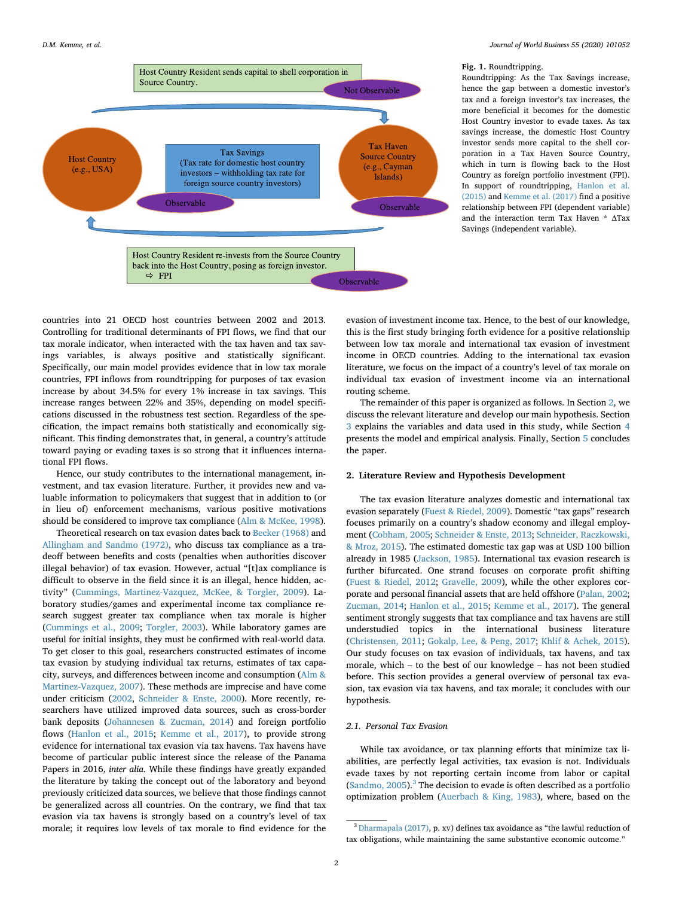Host Country Resident sends capital to shell corporation in Source Country.

Not Observable

Host Country (e.g., USA)

Tax Savings (Tax rate for domestic host country investors – withholding tax rate for foreign source country investors)

Observable

Tax Haven Source Country (e.g., Cayman Islands)

Observable

Host Country Resident re-invests from the Source Country back into the Host Country, posing as foreign investor. ⇨ FPI

Observable

**Fig. 1.** Roundtripping.
Roundtripping: As the Tax Savings increase, hence the gap between a domestic investor's tax and a foreign investor's tax increases, the more beneficial it becomes for the domestic Host Country investor to evade taxes. As tax savings increase, the domestic Host Country investor sends more capital to the shell corporation in a Tax Haven Source Country, which in turn is flowing back to the Host Country as foreign portfolio investment (FPI). In support of roundtripping, Hanlon et al. (2015) and Kemme et al. (2017) find a positive relationship between FPI (dependent variable) and the interaction term Tax Haven * ΔTax Savings (independent variable).

countries into 21 OECD host countries between 2002 and 2013. Controlling for traditional determinants of FPI flows, we find that our tax morale indicator, when interacted with the tax haven and tax savings variables, is always positive and statistically significant. Specifically, our main model provides evidence that in low tax morale countries, FPI inflows from roundtripping for purposes of tax evasion increase by about 34.5% for every 1% increase in tax savings. This increase ranges between 22% and 35%, depending on model specifications discussed in the robustness test section. Regardless of the specification, the impact remains both statistically and economically significant. This finding demonstrates that, in general, a country's attitude toward paying or evading taxes is so strong that it influences international FPI flows.

Hence, our study contributes to the international management, investment, and tax evasion literature. Further, it provides new and valuable information to policymakers that suggest that in addition to (or in lieu of) enforcement mechanisms, various positive motivations should be considered to improve tax compliance (Alm & McKee, 1998).

Theoretical research on tax evasion dates back to Becker (1968) and Allingham and Sandmo (1972), who discuss tax compliance as a tradeoff between benefits and costs (penalties when authorities discover illegal behavior) of tax evasion. However, actual "[t]ax compliance is difficult to observe in the field since it is an illegal, hence hidden, activity" (Cummings, Martinez-Vazquez, McKee, & Torgler, 2009). Laboratory studies/games and experimental income tax compliance research suggest greater tax compliance when tax morale is higher (Cummings et al., 2009; Torgler, 2003). While laboratory games are useful for initial insights, they must be confirmed with real-world data. To get closer to this goal, researchers constructed estimates of income tax evasion by studying individual tax returns, estimates of tax capacity, surveys, and differences between income and consumption (Alm & Martinez-Vazquez, 2007). These methods are imprecise and have come under criticism (2002, Schneider & Enste, 2000). More recently, researchers have utilized improved data sources, such as cross-border bank deposits (Johannesen & Zucman, 2014) and foreign portfolio flows (Hanlon et al., 2015; Kemme et al., 2017), to provide strong evidence for international tax evasion via tax havens. Tax havens have become of particular public interest since the release of the Panama Papers in 2016, *inter alia*. While these findings have greatly expanded the literature by taking the concept out of the laboratory and beyond previously criticized data sources, we believe that those findings cannot be generalized across all countries. On the contrary, we find that tax evasion via tax havens is strongly based on a country's level of tax morale; it requires low levels of tax morale to find evidence for the evasion of investment income tax. Hence, to the best of our knowledge, this is the first study bringing forth evidence for a positive relationship between low tax morale and international tax evasion of investment income in OECD countries. Adding to the international tax evasion literature, we focus on the impact of a country's level of tax morale on individual tax evasion of investment income via an international routing scheme.

The remainder of this paper is organized as follows. In Section 2, we discuss the relevant literature and develop our main hypothesis. Section 3 explains the variables and data used in this study, while Section 4 presents the model and empirical analysis. Finally, Section 5 concludes the paper.

## 2. Literature Review and Hypothesis Development

The tax evasion literature analyzes domestic and international tax evasion separately (Fuest & Riedel, 2009). Domestic "tax gaps" research focuses primarily on a country's shadow economy and illegal employment (Cobham, 2005; Schneider & Enste, 2013; Schneider, Raczkowski, & Mroz, 2015). The estimated domestic tax gap was at USD 100 billion already in 1985 (Jackson, 1985). International tax evasion research is further bifurcated. One strand focuses on corporate profit shifting (Fuest & Riedel, 2012; Gravelle, 2009), while the other explores corporate and personal financial assets that are held offshore (Palan, 2002; Zucman, 2014; Hanlon et al., 2015; Kemme et al., 2017). The general sentiment strongly suggests that tax compliance and tax havens are still understudied topics in the international business literature (Christensen, 2011; Gokalp, Lee, & Peng, 2017; Khlif & Achek, 2015). Our study focuses on tax evasion of individuals, tax havens, and tax morale, which – to the best of our knowledge – has not been studied before. This section provides a general overview of personal tax evasion, tax evasion via tax havens, and tax morale; it concludes with our hypothesis.

### 2.1. Personal Tax Evasion

While tax avoidance, or tax planning efforts that minimize tax liabilities, are perfectly legal activities, tax evasion is not. Individuals evade taxes by not reporting certain income from labor or capital (Sandmo, 2005).[3] The decision to evade is often described as a portfolio optimization problem (Auerbach & King, 1983), where, based on the

[3] Dharmapala (2017), p. xv) defines tax avoidance as "the lawful reduction of tax obligations, while maintaining the same substantive economic outcome."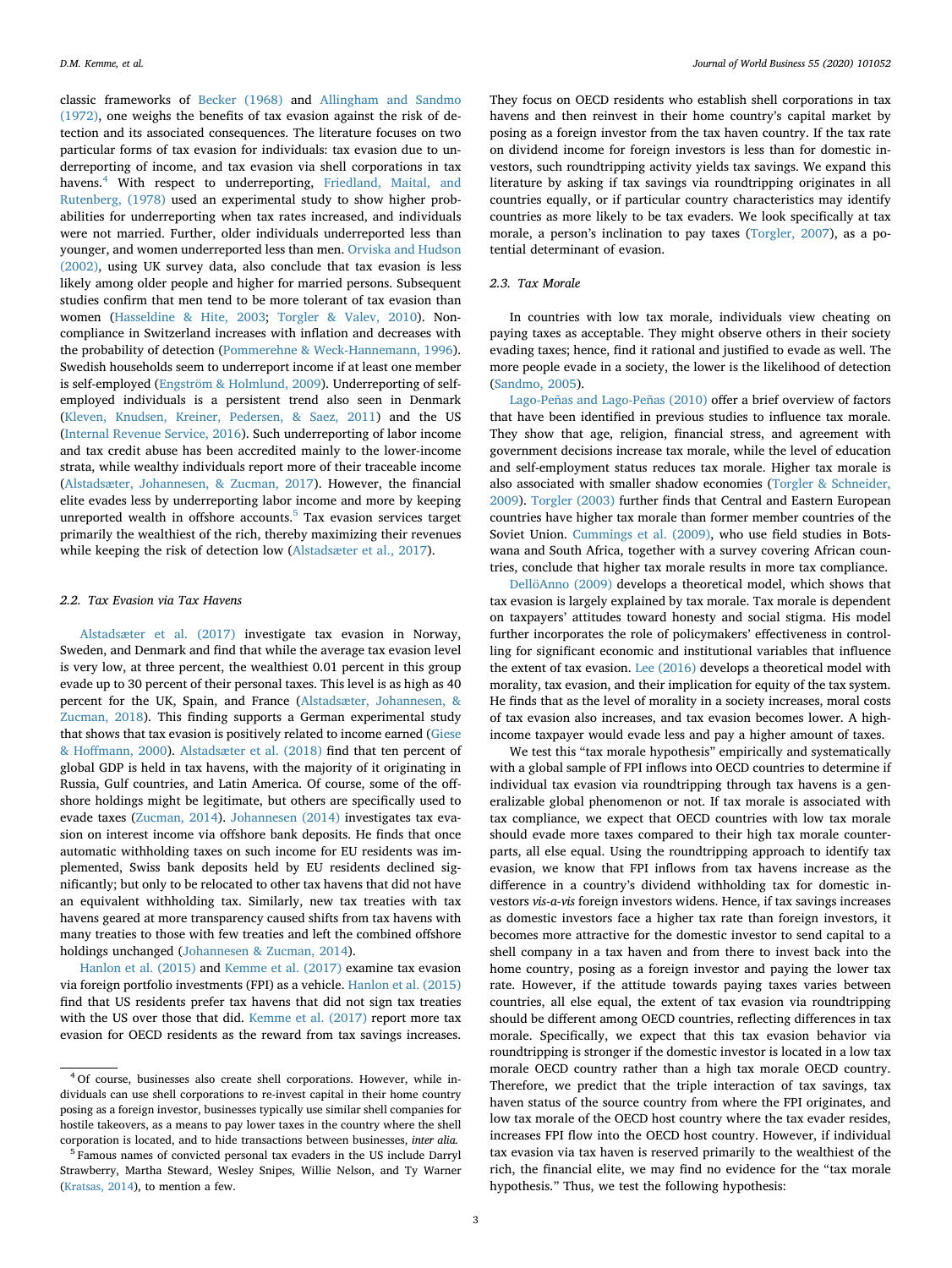classic frameworks of Becker (1968) and Allingham and Sandmo (1972), one weighs the benefits of tax evasion against the risk of detection and its associated consequences. The literature focuses on two particular forms of tax evasion for individuals: tax evasion due to underreporting of income, and tax evasion via shell corporations in tax havens.[4] With respect to underreporting, Friedland, Maital, and Rutenberg, (1978) used an experimental study to show higher probabilities for underreporting when tax rates increased, and individuals were not married. Further, older individuals underreported less than younger, and women underreported less than men. Orviska and Hudson (2002), using UK survey data, also conclude that tax evasion is less likely among older people and higher for married persons. Subsequent studies confirm that men tend to be more tolerant of tax evasion than women (Hasseldine & Hite, 2003; Torgler & Valev, 2010). Noncompliance in Switzerland increases with inflation and decreases with the probability of detection (Pommerehne & Weck-Hannemann, 1996). Swedish households seem to underreport income if at least one member is self-employed (Engström & Holmlund, 2009). Underreporting of self-employed individuals is a persistent trend also seen in Denmark (Kleven, Knudsen, Kreiner, Pedersen, & Saez, 2011) and the US (Internal Revenue Service, 2016). Such underreporting of labor income and tax credit abuse has been accredited mainly to the lower-income strata, while wealthy individuals report more of their traceable income (Alstadsæter, Johannesen, & Zucman, 2017). However, the financial elite evades less by underreporting labor income and more by keeping unreported wealth in offshore accounts.[5] Tax evasion services target primarily the wealthiest of the rich, thereby maximizing their revenues while keeping the risk of detection low (Alstadsæter et al., 2017).

### 2.2. Tax Evasion via Tax Havens

Alstadsæter et al. (2017) investigate tax evasion in Norway, Sweden, and Denmark and find that while the average tax evasion level is very low, at three percent, the wealthiest 0.01 percent in this group evade up to 30 percent of their personal taxes. This level is as high as 40 percent for the UK, Spain, and France (Alstadsæter, Johannesen, & Zucman, 2018). This finding supports a German experimental study that shows that tax evasion is positively related to income earned (Giese & Hoffmann, 2000). Alstadsæter et al. (2018) find that ten percent of global GDP is held in tax havens, with the majority of it originating in Russia, Gulf countries, and Latin America. Of course, some of the offshore holdings might be legitimate, but others are specifically used to evade taxes (Zucman, 2014). Johannesen (2014) investigates tax evasion on interest income via offshore bank deposits. He finds that once automatic withholding taxes on such income for EU residents was implemented, Swiss bank deposits held by EU residents declined significantly; but only to be relocated to other tax havens that did not have an equivalent withholding tax. Similarly, new tax treaties with tax havens geared at more transparency caused shifts from tax havens with many treaties to those with few treaties and left the combined offshore holdings unchanged (Johannesen & Zucman, 2014).

Hanlon et al. (2015) and Kemme et al. (2017) examine tax evasion via foreign portfolio investments (FPI) as a vehicle. Hanlon et al. (2015) find that US residents prefer tax havens that did not sign tax treaties with the US over those that did. Kemme et al. (2017) report more tax evasion for OECD residents as the reward from tax savings increases. They focus on OECD residents who establish shell corporations in tax havens and then reinvest in their home country's capital market by posing as a foreign investor from the tax haven country. If the tax rate on dividend income for foreign investors is less than for domestic investors, such roundtripping activity yields tax savings. We expand this literature by asking if tax savings via roundtripping originates in all countries equally, or if particular country characteristics may identify countries as more likely to be tax evaders. We look specifically at tax morale, a person's inclination to pay taxes (Torgler, 2007), as a potential determinant of evasion.

### 2.3. Tax Morale

In countries with low tax morale, individuals view cheating on paying taxes as acceptable. They might observe others in their society evading taxes; hence, find it rational and justified to evade as well. The more people evade in a society, the lower is the likelihood of detection (Sandmo, 2005).

Lago-Peñas and Lago-Peñas (2010) offer a brief overview of factors that have been identified in previous studies to influence tax morale. They show that age, religion, financial stress, and agreement with government decisions increase tax morale, while the level of education and self-employment status reduces tax morale. Higher tax morale is also associated with smaller shadow economies (Torgler & Schneider, 2009). Torgler (2003) further finds that Central and Eastern European countries have higher tax morale than former member countries of the Soviet Union. Cummings et al. (2009), who use field studies in Botswana and South Africa, together with a survey covering African countries, conclude that higher tax morale results in more tax compliance.

DellöAnno (2009) develops a theoretical model, which shows that tax evasion is largely explained by tax morale. Tax morale is dependent on taxpayers' attitudes toward honesty and social stigma. His model further incorporates the role of policymakers' effectiveness in controlling for significant economic and institutional variables that influence the extent of tax evasion. Lee (2016) develops a theoretical model with morality, tax evasion, and their implication for equity of the tax system. He finds that as the level of morality in a society increases, moral costs of tax evasion also increases, and tax evasion becomes lower. A high-income taxpayer would evade less and pay a higher amount of taxes.

We test this "tax morale hypothesis" empirically and systematically with a global sample of FPI inflows into OECD countries to determine if individual tax evasion via roundtripping through tax havens is a generalizable global phenomenon or not. If tax morale is associated with tax compliance, we expect that OECD countries with low tax morale should evade more taxes compared to their high tax morale counterparts, all else equal. Using the roundtripping approach to identify tax evasion, we know that FPI inflows from tax havens increase as the difference in a country's dividend withholding tax for domestic investors *vis-a-vis* foreign investors widens. Hence, if tax savings increases as domestic investors face a higher tax rate than foreign investors, it becomes more attractive for the domestic investor to send capital to a shell company in a tax haven and from there to invest back into the home country, posing as a foreign investor and paying the lower tax rate. However, if the attitude towards paying taxes varies between countries, all else equal, the extent of tax evasion via roundtripping should be different among OECD countries, reflecting differences in tax morale. Specifically, we expect that this tax evasion behavior via roundtripping is stronger if the domestic investor is located in a low tax morale OECD country rather than a high tax morale OECD country. Therefore, we predict that the triple interaction of tax savings, tax haven status of the source country from where the FPI originates, and low tax morale of the OECD host country where the tax evader resides, increases FPI flow into the OECD host country. However, if individual tax evasion via tax haven is reserved primarily to the wealthiest of the rich, the financial elite, we may find no evidence for the "tax morale hypothesis." Thus, we test the following hypothesis:

---

[4] Of course, businesses also create shell corporations. However, while individuals can use shell corporations to re-invest capital in their home country posing as a foreign investor, businesses typically use similar shell companies for hostile takeovers, as a means to pay lower taxes in the country where the shell corporation is located, and to hide transactions between businesses, *inter alia.*

[5] Famous names of convicted personal tax evaders in the US include Darryl Strawberry, Martha Steward, Wesley Snipes, Willie Nelson, and Ty Warner (Kratsas, 2014), to mention a few.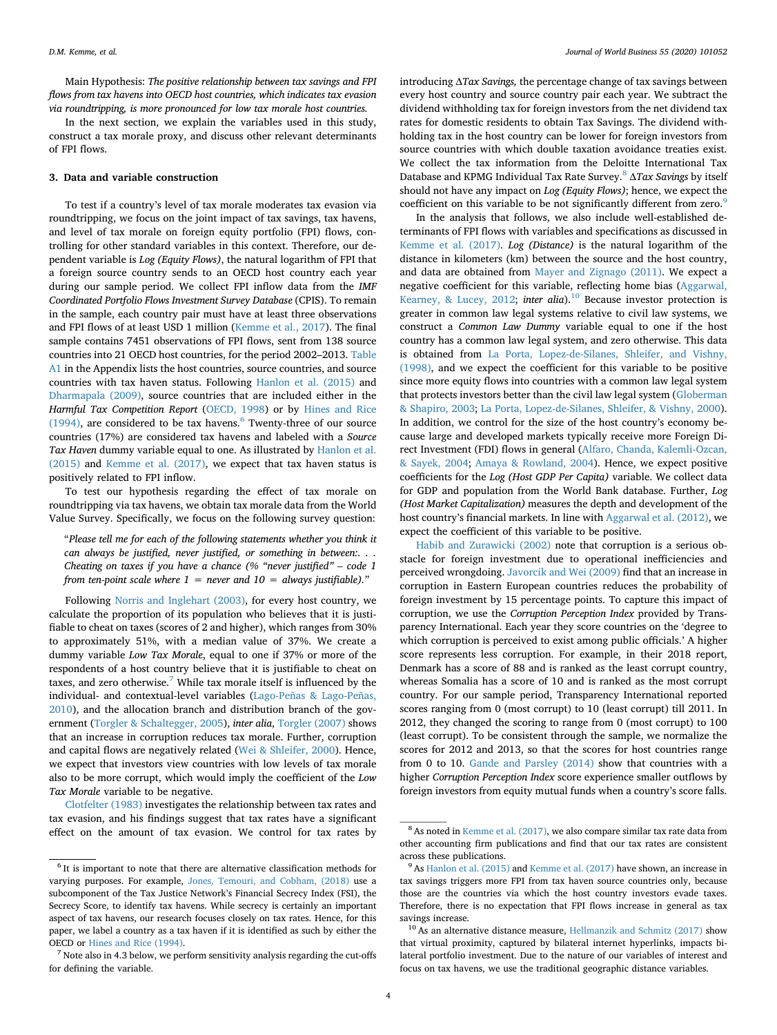Main Hypothesis: *The positive relationship between tax savings and FPI flows from tax havens into OECD host countries, which indicates tax evasion via roundtripping, is more pronounced for low tax morale host countries.*

In the next section, we explain the variables used in this study, construct a tax morale proxy, and discuss other relevant determinants of FPI flows.

## 3. Data and variable construction

To test if a country's level of tax morale moderates tax evasion via roundtripping, we focus on the joint impact of tax savings, tax havens, and level of tax morale on foreign equity portfolio (FPI) flows, controlling for other standard variables in this context. Therefore, our dependent variable is *Log (Equity Flows)*, the natural logarithm of FPI that a foreign source country sends to an OECD host country each year during our sample period. We collect FPI inflow data from the *IMF Coordinated Portfolio Flows Investment Survey Database* (CPIS). To remain in the sample, each country pair must have at least three observations and FPI flows of at least USD 1 million (Kemme et al., 2017). The final sample contains 7451 observations of FPI flows, sent from 138 source countries into 21 OECD host countries, for the period 2002–2013. Table A1 in the Appendix lists the host countries, source countries, and source countries with tax haven status. Following Hanlon et al. (2015) and Dharmapala (2009), source countries that are included either in the *Harmful Tax Competition Report* (OECD, 1998) or by Hines and Rice (1994), are considered to be tax havens.[6] Twenty-three of our source countries (17%) are considered tax havens and labeled with a *Source Tax Haven* dummy variable equal to one. As illustrated by Hanlon et al. (2015) and Kemme et al. (2017), we expect that tax haven status is positively related to FPI inflow.

To test our hypothesis regarding the effect of tax morale on roundtripping via tax havens, we obtain tax morale data from the World Value Survey. Specifically, we focus on the following survey question:

> "*Please tell me for each of the following statements whether you think it can always be justified, never justified, or something in between:. . . Cheating on taxes if you have a chance (% "never justified" – code 1 from ten-point scale where 1 = never and 10 = always justifiable).*"

Following Norris and Inglehart (2003), for every host country, we calculate the proportion of its population who believes that it is justifiable to cheat on taxes (scores of 2 and higher), which ranges from 30% to approximately 51%, with a median value of 37%. We create a dummy variable *Low Tax Morale*, equal to one if 37% or more of the respondents of a host country believe that it is justifiable to cheat on taxes, and zero otherwise.[7] While tax morale itself is influenced by the individual- and contextual-level variables (Lago-Peñas & Lago-Peñas, 2010), and the allocation branch and distribution branch of the government (Torgler & Schaltegger, 2005), *inter alia*, Torgler (2007) shows that an increase in corruption reduces tax morale. Further, corruption and capital flows are negatively related (Wei & Shleifer, 2000). Hence, we expect that investors view countries with low levels of tax morale also to be more corrupt, which would imply the coefficient of the *Low Tax Morale* variable to be negative.

Clotfelter (1983) investigates the relationship between tax rates and tax evasion, and his findings suggest that tax rates have a significant effect on the amount of tax evasion. We control for tax rates by introducing *ΔTax Savings,* the percentage change of tax savings between every host country and source country pair each year. We subtract the dividend withholding tax for foreign investors from the net dividend tax rates for domestic residents to obtain Tax Savings. The dividend withholding tax in the host country can be lower for foreign investors from source countries with which double taxation avoidance treaties exist. We collect the tax information from the Deloitte International Tax Database and KPMG Individual Tax Rate Survey.[8] *ΔTax Savings* by itself should not have any impact on *Log (Equity Flows)*; hence, we expect the coefficient on this variable to be not significantly different from zero.[9]

In the analysis that follows, we also include well-established determinants of FPI flows with variables and specifications as discussed in Kemme et al. (2017). *Log (Distance)* is the natural logarithm of the distance in kilometers (km) between the source and the host country, and data are obtained from Mayer and Zignago (2011). We expect a negative coefficient for this variable, reflecting home bias (Aggarwal, Kearney, & Lucey, 2012; *inter alia*).[10] Because investor protection is greater in common law legal systems relative to civil law systems, we construct a *Common Law Dummy* variable equal to one if the host country has a common law legal system, and zero otherwise. This data is obtained from La Porta, Lopez-de-Silanes, Shleifer, and Vishny, (1998), and we expect the coefficient for this variable to be positive since more equity flows into countries with a common law legal system that protects investors better than the civil law legal system (Globerman & Shapiro, 2003; La Porta, Lopez-de-Silanes, Shleifer, & Vishny, 2000). In addition, we control for the size of the host country's economy because large and developed markets typically receive more Foreign Direct Investment (FDI) flows in general (Alfaro, Chanda, Kalemli-Ozcan, & Sayek, 2004; Amaya & Rowland, 2004). Hence, we expect positive coefficients for the *Log (Host GDP Per Capita)* variable. We collect data for GDP and population from the World Bank database. Further, *Log (Host Market Capitalization)* measures the depth and development of the host country's financial markets. In line with Aggarwal et al. (2012), we expect the coefficient of this variable to be positive.

Habib and Zurawicki (2002) note that corruption is a serious obstacle for foreign investment due to operational inefficiencies and perceived wrongdoing. Javorcik and Wei (2009) find that an increase in corruption in Eastern European countries reduces the probability of foreign investment by 15 percentage points. To capture this impact of corruption, we use the *Corruption Perception Index* provided by Transparency International. Each year they score countries on the 'degree to which corruption is perceived to exist among public officials.' A higher score represents less corruption. For example, in their 2018 report, Denmark has a score of 88 and is ranked as the least corrupt country, whereas Somalia has a score of 10 and is ranked as the most corrupt country. For our sample period, Transparency International reported scores ranging from 0 (most corrupt) to 10 (least corrupt) till 2011. In 2012, they changed the scoring to range from 0 (most corrupt) to 100 (least corrupt). To be consistent through the sample, we normalize the scores for 2012 and 2013, so that the scores for host countries range from 0 to 10. Gande and Parsley (2014) show that countries with a higher *Corruption Perception Index* score experience smaller outflows by foreign investors from equity mutual funds when a country's score falls.

---

[6] It is important to note that there are alternative classification methods for varying purposes. For example, Jones, Temouri, and Cobham, (2018) use a subcomponent of the Tax Justice Network's Financial Secrecy Index (FSI), the Secrecy Score, to identify tax havens. While secrecy is certainly an important aspect of tax havens, our research focuses closely on tax rates. Hence, for this paper, we label a country as a tax haven if it is identified as such by either the OECD or Hines and Rice (1994).

[7] Note also in 4.3 below, we perform sensitivity analysis regarding the cut-offs for defining the variable.

[8] As noted in Kemme et al. (2017), we also compare similar tax rate data from other accounting firm publications and find that our tax rates are consistent across these publications.

[9] As Hanlon et al. (2015) and Kemme et al. (2017) have shown, an increase in tax savings triggers more FPI from tax haven source countries only, because those are the countries via which the host country investors evade taxes. Therefore, there is no expectation that FPI flows increase in general as tax savings increase.

[10] As an alternative distance measure, Hellmanzik and Schmitz (2017) show that virtual proximity, captured by bilateral internet hyperlinks, impacts bilateral portfolio investment. Due to the nature of our variables of interest and focus on tax havens, we use the traditional geographic distance variables.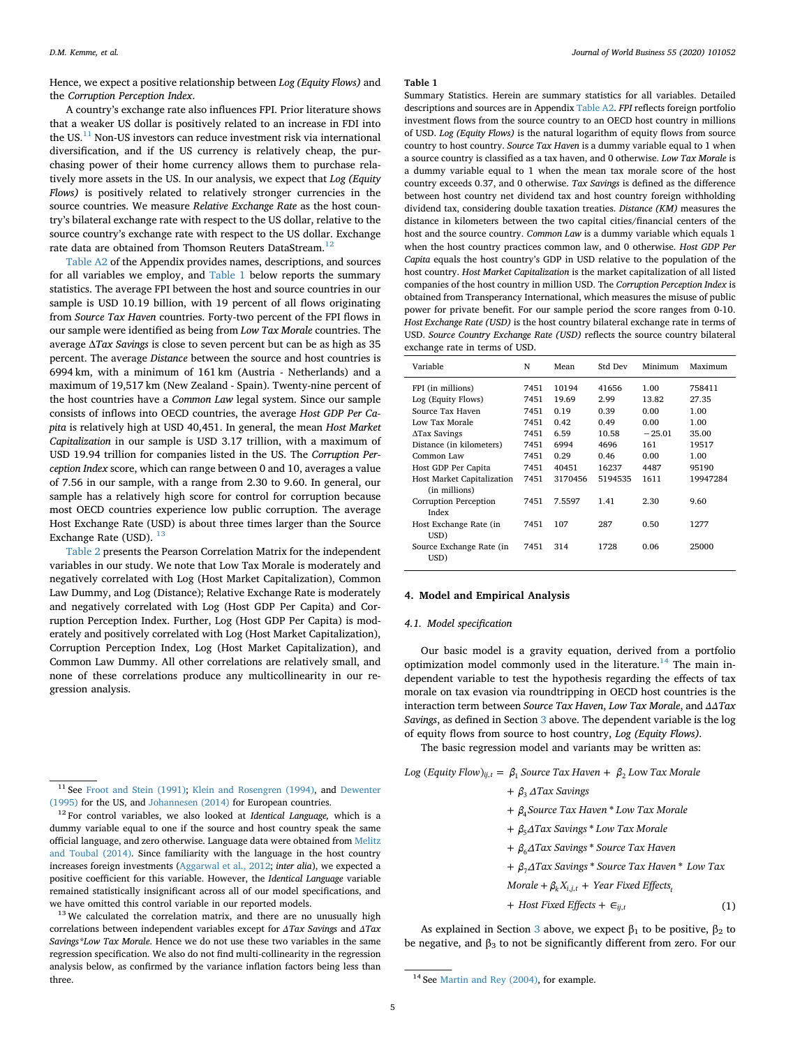Hence, we expect a positive relationship between *Log (Equity Flows)* and the *Corruption Perception Index*.

A country's exchange rate also influences FPI. Prior literature shows that a weaker US dollar is positively related to an increase in FDI into the US.[11] Non-US investors can reduce investment risk via international diversification, and if the US currency is relatively cheap, the purchasing power of their home currency allows them to purchase relatively more assets in the US. In our analysis, we expect that *Log (Equity Flows)* is positively related to relatively stronger currencies in the source countries. We measure *Relative Exchange Rate* as the host country's bilateral exchange rate with respect to the US dollar, relative to the source country's exchange rate with respect to the US dollar. Exchange rate data are obtained from Thomson Reuters DataStream.[12]

Table A2 of the Appendix provides names, descriptions, and sources for all variables we employ, and Table 1 below reports the summary statistics. The average FPI between the host and source countries in our sample is USD 10.19 billion, with 19 percent of all flows originating from *Source Tax Haven* countries. Forty-two percent of the FPI flows in our sample were identified as being from *Low Tax Morale* countries. The average Δ*Tax Savings* is close to seven percent but can be as high as 35 percent. The average *Distance* between the source and host countries is 6994 km, with a minimum of 161 km (Austria - Netherlands) and a maximum of 19,517 km (New Zealand - Spain). Twenty-nine percent of the host countries have a *Common Law* legal system. Since our sample consists of inflows into OECD countries, the average *Host GDP Per Capita* is relatively high at USD 40,451. In general, the mean *Host Market Capitalization* in our sample is USD 3.17 trillion, with a maximum of USD 19.94 trillion for companies listed in the US. The *Corruption Perception Index* score, which can range between 0 and 10, averages a value of 7.56 in our sample, with a range from 2.30 to 9.60. In general, our sample has a relatively high score for control for corruption because most OECD countries experience low public corruption. The average Host Exchange Rate (USD) is about three times larger than the Source Exchange Rate (USD).[13]

Table 2 presents the Pearson Correlation Matrix for the independent variables in our study. We note that Low Tax Morale is moderately and negatively correlated with Log (Host Market Capitalization), Common Law Dummy, and Log (Distance); Relative Exchange Rate is moderately and negatively correlated with Log (Host GDP Per Capita) and Corruption Perception Index. Further, Log (Host GDP Per Capita) is moderately and positively correlated with Log (Host Market Capitalization), Corruption Perception Index, Log (Host Market Capitalization), and Common Law Dummy. All other correlations are relatively small, and none of these correlations produce any multicollinearity in our regression analysis.

[11] See Froot and Stein (1991); Klein and Rosengren (1994), and Dewenter (1995) for the US, and Johannesen (2014) for European countries.

[12] For control variables, we also looked at *Identical Language,* which is a dummy variable equal to one if the source and host country speak the same official language, and zero otherwise. Language data were obtained from Melitz and Toubal (2014). Since familiarity with the language in the host country increases foreign investments (Aggarwal et al., 2012; *inter alia*), we expected a positive coefficient for this variable. However, the *Identical Language* variable remained statistically insignificant across all of our model specifications, and we have omitted this control variable in our reported models.

[13] We calculated the correlation matrix, and there are no unusually high correlations between independent variables except for Δ*Tax Savings* and Δ*Tax Savings\*Low Tax Morale*. Hence we do not use these two variables in the same regression specification. We also do not find multi-collinearity in the regression analysis below, as confirmed by the variance inflation factors being less than three.

**Table 1**
Summary Statistics. Herein are summary statistics for all variables. Detailed descriptions and sources are in Appendix Table A2. *FPI* reflects foreign portfolio investment flows from the source country to an OECD host country in millions of USD. *Log (Equity Flows)* is the natural logarithm of equity flows from source country to host country. *Source Tax Haven* is a dummy variable equal to 1 when a source country is classified as a tax haven, and 0 otherwise. *Low Tax Morale* is a dummy variable equal to 1 when the mean tax morale score of the host country exceeds 0.37, and 0 otherwise. *Tax Savings* is defined as the difference between host country net dividend tax and host country foreign withholding dividend tax, considering double taxation treaties. *Distance (KM)* measures the distance in kilometers between the two capital cities/financial centers of the host and the source country. *Common Law* is a dummy variable which equals 1 when the host country practices common law, and 0 otherwise. *Host GDP Per Capita* equals the host country's GDP in USD relative to the population of the host country. *Host Market Capitalization* is the market capitalization of all listed companies of the host country in million USD. The *Corruption Perception Index* is obtained from Transparency International, which measures the misuse of public power for private benefit. For our sample period the score ranges from 0-10. *Host Exchange Rate (USD)* is the host country bilateral exchange rate in terms of USD. *Source Country Exchange Rate (USD)* reflects the source country bilateral exchange rate in terms of USD.

| Variable | N | Mean | Std Dev | Minimum | Maximum |
|---|---|---|---|---|---|
| FPI (in millions) | 7451 | 10194 | 41656 | 1.00 | 758411 |
| Log (Equity Flows) | 7451 | 19.69 | 2.99 | 13.82 | 27.35 |
| Source Tax Haven | 7451 | 0.19 | 0.39 | 0.00 | 1.00 |
| Low Tax Morale | 7451 | 0.42 | 0.49 | 0.00 | 1.00 |
| ΔTax Savings | 7451 | 6.59 | 10.58 | −25.01 | 35.00 |
| Distance (in kilometers) | 7451 | 6994 | 4696 | 161 | 19517 |
| Common Law | 7451 | 0.29 | 0.46 | 0.00 | 1.00 |
| Host GDP Per Capita | 7451 | 40451 | 16237 | 4487 | 95190 |
| Host Market Capitalization (in millions) | 7451 | 3170456 | 5194535 | 1611 | 19947284 |
| Corruption Perception Index | 7451 | 7.5597 | 1.41 | 2.30 | 9.60 |
| Host Exchange Rate (in USD) | 7451 | 107 | 287 | 0.50 | 1277 |
| Source Exchange Rate (in USD) | 7451 | 314 | 1728 | 0.06 | 25000 |

## 4. Model and Empirical Analysis

### 4.1. Model specification

Our basic model is a gravity equation, derived from a portfolio optimization model commonly used in the literature.[14] The main independent variable to test the hypothesis regarding the effects of tax morale on tax evasion via roundtripping in OECD host countries is the interaction term between *Source Tax Haven*, *Low Tax Morale*, and *ΔΔTax Savings*, as defined in Section 3 above. The dependent variable is the log of equity flows from source to host country, *Log (Equity Flows)*.

The basic regression model and variants may be written as:

$$
\begin{aligned}
Log\ (Equity\ Flow)_{ij,t} = \ & \beta_1\, Source\ Tax\ Haven + \beta_2\, Low\ Tax\ Morale \\
& + \beta_3\, \Delta Tax\ Savings \\
& + \beta_4\, Source\ Tax\ Haven * Low\ Tax\ Morale \\
& + \beta_5\, \Delta Tax\ Savings * Low\ Tax\ Morale \\
& + \beta_6\, \Delta Tax\ Savings * Source\ Tax\ Haven \\
& + \beta_7\, \Delta Tax\ Savings * Source\ Tax\ Haven * Low\ Tax \\
& Morale + \beta_k X_{i,j,t} + Year\ Fixed\ Effects_t \\
& + Host\ Fixed\ Effects + \epsilon_{ij,t} \qquad (1)
\end{aligned}
$$

As explained in Section 3 above, we expect $\beta_1$ to be positive, $\beta_2$ to be negative, and $\beta_3$ to not be significantly different from zero. For our

[14] See Martin and Rey (2004), for example.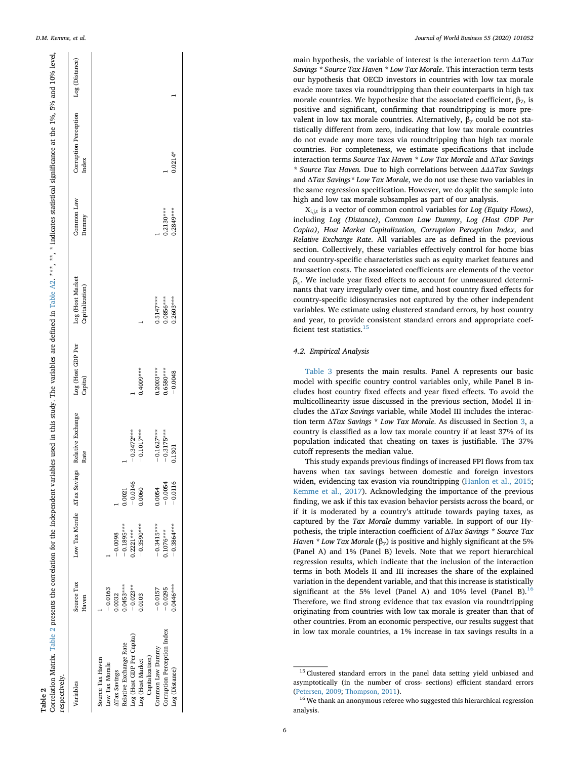**Table 2**

Correlation Matrix. Table 2 presents the correlation for the independent variables used in this study. The variables are defined in Table A2. \*\*\*, \*\*, \* indicates statistical significance at the 1%, 5% and 10% level, respectively.

| Variables | Source Tax Haven | Low Tax Morale | ΔTax Savings | Relative Exchange Rate | Log (Host GDP Per Capita) | Log (Host Market Capitalization) | Common Law Dummy | Corruption Perception Index | Log (Distance) |
|---|---|---|---|---|---|---|---|---|---|
| Source Tax Haven | 1 | | | | | | | | |
| Low Tax Morale | −0.0163 | 1 | | | | | | | |
| ΔTax Savings | 0.0032 | −0.0098 | 1 | | | | | | |
| Relative Exchange Rate | 0.0453*** | −0.1895*** | 0.0021 | 1 | | | | | |
| Log (Host GDP Per Capita) | −0.023** | 0.2221*** | −0.0146 | −0.3472*** | 1 | | | | |
| Log (Host Market Capitalization) | 0.0103 | −0.3590*** | 0.0060 | −0.1017*** | 0.4009*** | 1 | | | |
| Common Law Dummy | −0.0157 | −0.3415*** | 0.0054 | −0.1627*** | 0.2003*** | 0.5147*** | 1 | | |
| Corruption Perception Index | −0.0295 | 0.1076*** | −0.0054 | −0.3175*** | 0.6580*** | 0.0856*** | 0.2130*** | 1 | |
| Log (Distance) | 0.0446*** | −0.3864*** | −0.0116 | 0.1301 | −0.0048 | 0.2603*** | 0.2849*** | 0.0214* | 1 |

main hypothesis, the variable of interest is the interaction term *ΔΔTax Savings \* Source Tax Haven \* Low Tax Morale*. This interaction term tests our hypothesis that OECD investors in countries with low tax morale evade more taxes via roundtripping than their counterparts in high tax morale countries. We hypothesize that the associated coefficient, $\beta_7$, is positive and significant, confirming that roundtripping is more prevalent in low tax morale countries. Alternatively, $\beta_7$ could be not statistically different from zero, indicating that low tax morale countries do not evade any more taxes via roundtripping than high tax morale countries. For completeness, we estimate specifications that include interaction terms *Source Tax Haven \* Low Tax Morale* and *ΔTax Savings \* Source Tax Haven.* Due to high correlations between *ΔΔΔTax Savings* and *ΔTax Savings\* Low Tax Morale*, we do not use these two variables in the same regression specification. However, we do split the sample into high and low tax morale subsamples as part of our analysis.

$X_{i,j,t}$ is a vector of common control variables for *Log (Equity Flows)*, including *Log (Distance)*, *Common Law Dummy*, *Log (Host GDP Per Capita)*, *Host Market Capitalization, Corruption Perception Index,* and *Relative Exchange Rate*. All variables are as defined in the previous section. Collectively, these variables effectively control for home bias and country-specific characteristics such as equity market features and transaction costs. The associated coefficients are elements of the vector $\beta_k$. We include year fixed effects to account for unmeasured determinants that vary irregularly over time, and host country fixed effects for country-specific idiosyncrasies not captured by the other independent variables. We estimate using clustered standard errors, by host country and year, to provide consistent standard errors and appropriate coefficient test statistics.[15]

### 4.2. Empirical Analysis

Table 3 presents the main results. Panel A represents our basic model with specific country control variables only, while Panel B includes host country fixed effects and year fixed effects. To avoid the multicollinearity issue discussed in the previous section, Model II includes the *ΔTax Savings* variable, while Model III includes the interaction term *ΔTax Savings \* Low Tax Morale*. As discussed in Section 3, a country is classified as a low tax morale country if at least 37% of its population indicated that cheating on taxes is justifiable. The 37% cutoff represents the median value.

This study expands previous findings of increased FPI flows from tax havens when tax savings between domestic and foreign investors widen, evidencing tax evasion via roundtripping (Hanlon et al., 2015; Kemme et al., 2017). Acknowledging the importance of the previous finding, we ask if this tax evasion behavior persists across the board, or if it is moderated by a country's attitude towards paying taxes, as captured by the *Tax Morale* dummy variable. In support of our Hypothesis, the triple interaction coefficient of *ΔTax Savings \* Source Tax Haven \* Low Tax Morale* ($\beta_7$) is positive and highly significant at the 5% (Panel A) and 1% (Panel B) levels. Note that we report hierarchical regression results, which indicate that the inclusion of the interaction terms in both Models II and III increases the share of the explained variation in the dependent variable, and that this increase is statistically significant at the 5% level (Panel A) and 10% level (Panel B).[16] Therefore, we find strong evidence that tax evasion via roundtripping originating from countries with low tax morale is greater than that of other countries. From an economic perspective, our results suggest that in low tax morale countries, a 1% increase in tax savings results in a

[15] Clustered standard errors in the panel data setting yield unbiased and asymptotically (in the number of cross- sections) efficient standard errors (Petersen, 2009; Thompson, 2011).

[16] We thank an anonymous referee who suggested this hierarchical regression analysis.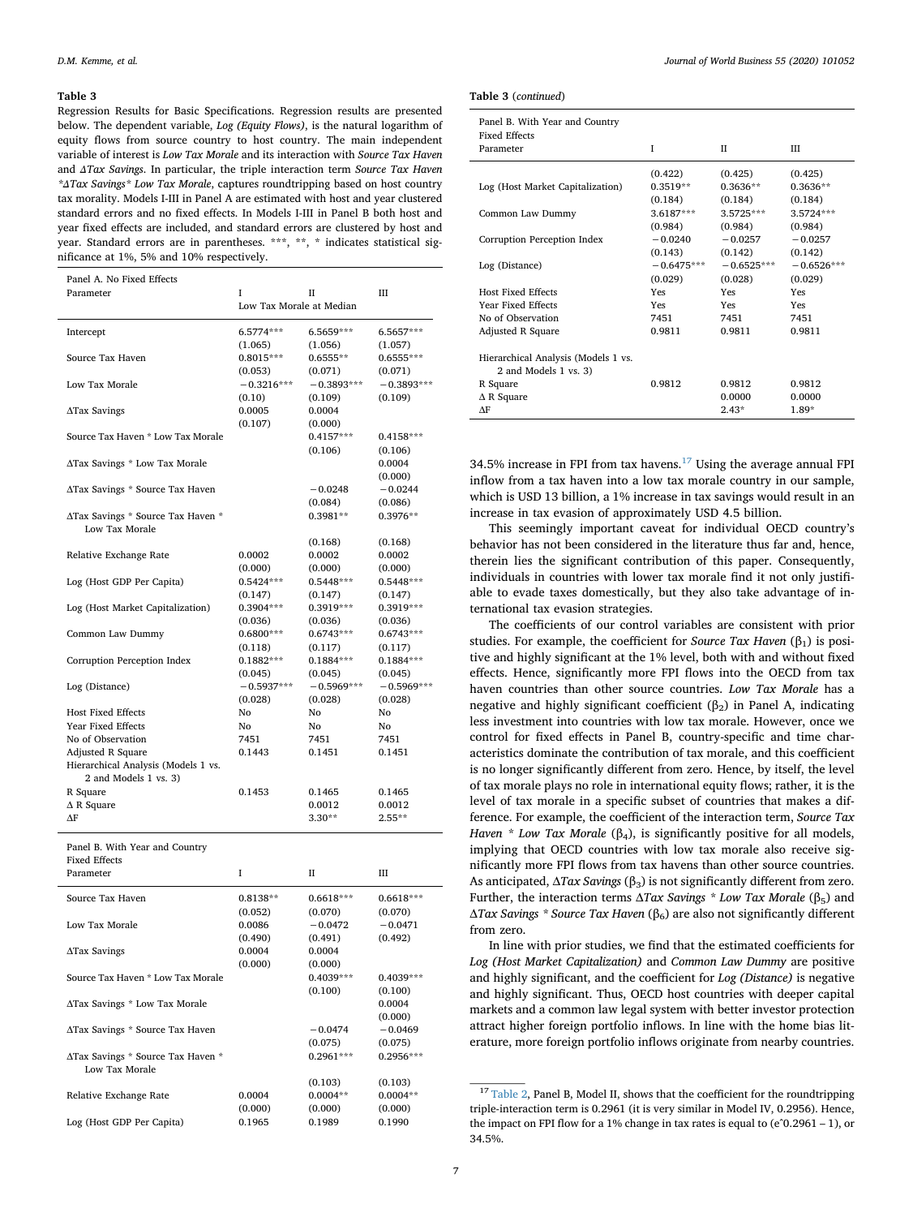**Table 3**

Regression Results for Basic Specifications. Regression results are presented below. The dependent variable, *Log (Equity Flows)*, is the natural logarithm of equity flows from source country to host country. The main independent variable of interest is *Low Tax Morale* and its interaction with *Source Tax Haven* and *ΔTax Savings*. In particular, the triple interaction term *Source Tax Haven \*ΔTax Savings\* Low Tax Morale*, captures roundtripping based on host country tax morality. Models I-III in Panel A are estimated with host and year clustered standard errors and no fixed effects. In Models I-III in Panel B both host and year fixed effects are included, and standard errors are clustered by host and year. Standard errors are in parentheses. \*\*\*, \*\*, \* indicates statistical significance at 1%, 5% and 10% respectively.

| Panel A. No Fixed Effects Parameter | I | II | III |
|---|---|---|---|
| | Low Tax Morale at Median | | |
| Intercept | 6.5774*** | 6.5659*** | 6.5657*** |
| | (1.065) | (1.056) | (1.057) |
| Source Tax Haven | 0.8015*** | 0.6555** | 0.6555*** |
| | (0.053) | (0.071) | (0.071) |
| Low Tax Morale | −0.3216*** | −0.3893*** | −0.3893*** |
| | (0.10) | (0.109) | (0.109) |
| ΔTax Savings | 0.0005 | 0.0004 | |
| | (0.107) | (0.000) | |
| Source Tax Haven * Low Tax Morale | | 0.4157*** | 0.4158*** |
| | | (0.106) | (0.106) |
| ΔTax Savings * Low Tax Morale | | | 0.0004 |
| | | | (0.000) |
| ΔTax Savings * Source Tax Haven | | −0.0248 | −0.0244 |
| | | (0.084) | (0.086) |
| ΔTax Savings * Source Tax Haven * Low Tax Morale | | 0.3981** | 0.3976** |
| | | (0.168) | (0.168) |
| Relative Exchange Rate | 0.0002 | 0.0002 | 0.0002 |
| | (0.000) | (0.000) | (0.000) |
| Log (Host GDP Per Capita) | 0.5424*** | 0.5448*** | 0.5448*** |
| | (0.147) | (0.147) | (0.147) |
| Log (Host Market Capitalization) | 0.3904*** | 0.3919*** | 0.3919*** |
| | (0.036) | (0.036) | (0.036) |
| Common Law Dummy | 0.6800*** | 0.6743*** | 0.6743*** |
| | (0.118) | (0.117) | (0.117) |
| Corruption Perception Index | 0.1882*** | 0.1884*** | 0.1884*** |
| | (0.045) | (0.045) | (0.045) |
| Log (Distance) | −0.5937*** | −0.5969*** | −0.5969*** |
| | (0.028) | (0.028) | (0.028) |
| Host Fixed Effects | No | No | No |
| Year Fixed Effects | No | No | No |
| No of Observation | 7451 | 7451 | 7451 |
| Adjusted R Square | 0.1443 | 0.1451 | 0.1451 |
| Hierarchical Analysis (Models 1 vs. 2 and Models 1 vs. 3) | | | |
| R Square | 0.1453 | 0.1465 | 0.1465 |
| Δ R Square | | 0.0012 | 0.0012 |
| ΔF | | 3.30** | 2.55** |

| Panel B. With Year and Country Fixed Effects Parameter | I | II | III |
|---|---|---|---|
| Source Tax Haven | 0.8138** | 0.6618*** | 0.6618*** |
| | (0.052) | (0.070) | (0.070) |
| Low Tax Morale | 0.0086 | −0.0472 | −0.0471 |
| | (0.490) | (0.491) | (0.492) |
| ΔTax Savings | 0.0004 | 0.0004 | |
| | (0.000) | (0.000) | |
| Source Tax Haven * Low Tax Morale | | 0.4039*** | 0.4039*** |
| | | (0.100) | (0.100) |
| ΔTax Savings * Low Tax Morale | | | 0.0004 |
| | | | (0.000) |
| ΔTax Savings * Source Tax Haven | | −0.0474 | −0.0469 |
| | | (0.075) | (0.075) |
| ΔTax Savings * Source Tax Haven * Low Tax Morale | | 0.2961*** | 0.2956*** |
| | | (0.103) | (0.103) |
| Relative Exchange Rate | 0.0004 | 0.0004** | 0.0004** |
| | (0.000) | (0.000) | (0.000) |
| Log (Host GDP Per Capita) | 0.1965 | 0.1989 | 0.1990 |
| | (0.422) | (0.425) | (0.425) |
| Log (Host Market Capitalization) | 0.3519** | 0.3636** | 0.3636** |
| | (0.184) | (0.184) | (0.184) |
| Common Law Dummy | 3.6187*** | 3.5725*** | 3.5724*** |
| | (0.984) | (0.984) | (0.984) |
| Corruption Perception Index | −0.0240 | −0.0257 | −0.0257 |
| | (0.143) | (0.142) | (0.142) |
| Log (Distance) | −0.6475*** | −0.6525*** | −0.6526*** |
| | (0.029) | (0.028) | (0.029) |
| Host Fixed Effects | Yes | Yes | Yes |
| Year Fixed Effects | Yes | Yes | Yes |
| No of Observation | 7451 | 7451 | 7451 |
| Adjusted R Square | 0.9811 | 0.9811 | 0.9811 |
| Hierarchical Analysis (Models 1 vs. 2 and Models 1 vs. 3) | | | |
| R Square | 0.9812 | 0.9812 | 0.9812 |
| Δ R Square | | 0.0000 | 0.0000 |
| ΔF | | 2.43* | 1.89* |

34.5% increase in FPI from tax havens.[17] Using the average annual FPI inflow from a tax haven into a low tax morale country in our sample, which is USD 13 billion, a 1% increase in tax savings would result in an increase in tax evasion of approximately USD 4.5 billion.

This seemingly important caveat for individual OECD country's behavior has not been considered in the literature thus far and, hence, therein lies the significant contribution of this paper. Consequently, individuals in countries with lower tax morale find it not only justifiable to evade taxes domestically, but they also take advantage of international tax evasion strategies.

The coefficients of our control variables are consistent with prior studies. For example, the coefficient for *Source Tax Haven* ($\beta_1$) is positive and highly significant at the 1% level, both with and without fixed effects. Hence, significantly more FPI flows into the OECD from tax haven countries than other source countries. *Low Tax Morale* has a negative and highly significant coefficient ($\beta_2$) in Panel A, indicating less investment into countries with low tax morale. However, once we control for fixed effects in Panel B, country-specific and time characteristics dominate the contribution of tax morale, and this coefficient is no longer significantly different from zero. Hence, by itself, the level of tax morale plays no role in international equity flows; rather, it is the level of tax morale in a specific subset of countries that makes a difference. For example, the coefficient of the interaction term, *Source Tax Haven \* Low Tax Morale* ($\beta_4$), is significantly positive for all models, implying that OECD countries with low tax morale also receive significantly more FPI flows from tax havens than other source countries. As anticipated, *ΔTax Savings* ($\beta_3$) is not significantly different from zero. Further, the interaction terms *ΔTax Savings \* Low Tax Morale* ($\beta_5$) and *ΔTax Savings \* Source Tax Haven* ($\beta_6$) are also not significantly different from zero.

In line with prior studies, we find that the estimated coefficients for *Log (Host Market Capitalization)* and *Common Law Dummy* are positive and highly significant, and the coefficient for *Log (Distance)* is negative and highly significant. Thus, OECD host countries with deeper capital markets and a common law legal system with better investor protection attract higher foreign portfolio inflows. In line with the home bias literature, more foreign portfolio inflows originate from nearby countries.

[17] Table 2, Panel B, Model II, shows that the coefficient for the roundtripping triple-interaction term is 0.2961 (it is very similar in Model IV, 0.2956). Hence, the impact on FPI flow for a 1% change in tax rates is equal to ($e^{0.2961}$ – 1), or 34.5%.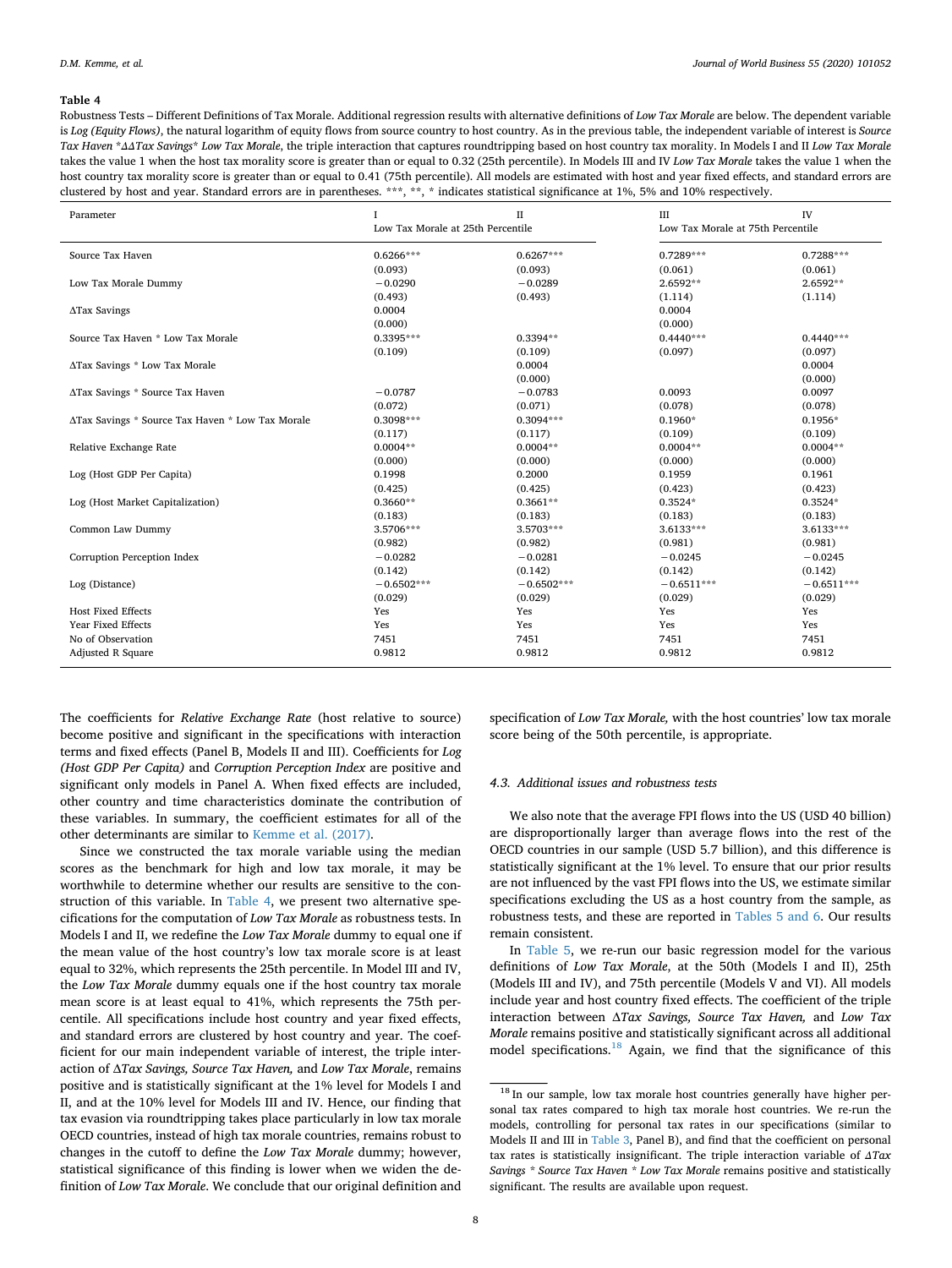**Table 4**

Robustness Tests – Different Definitions of Tax Morale. Additional regression results with alternative definitions of *Low Tax Morale* are below. The dependent variable is *Log (Equity Flows)*, the natural logarithm of equity flows from source country to host country. As in the previous table, the independent variable of interest is *Source Tax Haven \*ΔΔTax Savings\* Low Tax Morale*, the triple interaction that captures roundtripping based on host country tax morality. In Models I and II *Low Tax Morale* takes the value 1 when the host tax morality score is greater than or equal to 0.32 (25th percentile). In Models III and IV *Low Tax Morale* takes the value 1 when the host country tax morality score is greater than or equal to 0.41 (75th percentile). All models are estimated with host and year fixed effects, and standard errors are clustered by host and year. Standard errors are in parentheses. \*\*\*, \*\*, \* indicates statistical significance at 1%, 5% and 10% respectively.

| Parameter | I | II | III | IV |
|---|---|---|---|---|
| | Low Tax Morale at 25th Percentile | | Low Tax Morale at 75th Percentile | |
| Source Tax Haven | 0.6266\*\*\* | 0.6267\*\*\* | 0.7289\*\*\* | 0.7288\*\*\* |
| | (0.093) | (0.093) | (0.061) | (0.061) |
| Low Tax Morale Dummy | −0.0290 | −0.0289 | 2.6592\*\* | 2.6592\*\* |
| | (0.493) | (0.493) | (1.114) | (1.114) |
| ΔTax Savings | 0.0004 | | 0.0004 | |
| | (0.000) | | (0.000) | |
| Source Tax Haven \* Low Tax Morale | 0.3395\*\*\* | 0.3394\*\* | 0.4440\*\*\* | 0.4440\*\*\* |
| | (0.109) | (0.109) | (0.097) | (0.097) |
| ΔTax Savings \* Low Tax Morale | | 0.0004 | | 0.0004 |
| | | (0.000) | | (0.000) |
| ΔTax Savings \* Source Tax Haven | −0.0787 | −0.0783 | 0.0093 | 0.0097 |
| | (0.072) | (0.071) | (0.078) | (0.078) |
| ΔTax Savings \* Source Tax Haven \* Low Tax Morale | 0.3098\*\*\* | 0.3094\*\*\* | 0.1960\* | 0.1956\* |
| | (0.117) | (0.117) | (0.109) | (0.109) |
| Relative Exchange Rate | 0.0004\*\* | 0.0004\*\* | 0.0004\*\* | 0.0004\*\* |
| | (0.000) | (0.000) | (0.000) | (0.000) |
| Log (Host GDP Per Capita) | 0.1998 | 0.2000 | 0.1959 | 0.1961 |
| | (0.425) | (0.425) | (0.423) | (0.423) |
| Log (Host Market Capitalization) | 0.3660\*\* | 0.3661\*\* | 0.3524\* | 0.3524\* |
| | (0.183) | (0.183) | (0.183) | (0.183) |
| Common Law Dummy | 3.5706\*\*\* | 3.5703\*\*\* | 3.6133\*\*\* | 3.6133\*\*\* |
| | (0.982) | (0.982) | (0.981) | (0.981) |
| Corruption Perception Index | −0.0282 | −0.0281 | −0.0245 | −0.0245 |
| | (0.142) | (0.142) | (0.142) | (0.142) |
| Log (Distance) | −0.6502\*\*\* | −0.6502\*\*\* | −0.6511\*\*\* | −0.6511\*\*\* |
| | (0.029) | (0.029) | (0.029) | (0.029) |
| Host Fixed Effects | Yes | Yes | Yes | Yes |
| Year Fixed Effects | Yes | Yes | Yes | Yes |
| No of Observation | 7451 | 7451 | 7451 | 7451 |
| Adjusted R Square | 0.9812 | 0.9812 | 0.9812 | 0.9812 |

The coefficients for *Relative Exchange Rate* (host relative to source) become positive and significant in the specifications with interaction terms and fixed effects (Panel B, Models II and III). Coefficients for *Log (Host GDP Per Capita)* and *Corruption Perception Index* are positive and significant only models in Panel A. When fixed effects are included, other country and time characteristics dominate the contribution of these variables. In summary, the coefficient estimates for all of the other determinants are similar to Kemme et al. (2017).

Since we constructed the tax morale variable using the median scores as the benchmark for high and low tax morale, it may be worthwhile to determine whether our results are sensitive to the construction of this variable. In Table 4, we present two alternative specifications for the computation of *Low Tax Morale* as robustness tests. In Models I and II, we redefine the *Low Tax Morale* dummy to equal one if the mean value of the host country's low tax morale score is at least equal to 32%, which represents the 25th percentile. In Model III and IV, the *Low Tax Morale* dummy equals one if the host country tax morale mean score is at least equal to 41%, which represents the 75th percentile. All specifications include host country and year fixed effects, and standard errors are clustered by host country and year. The coefficient for our main independent variable of interest, the triple interaction of *ΔTax Savings, Source Tax Haven,* and *Low Tax Morale*, remains positive and is statistically significant at the 1% level for Models I and II, and at the 10% level for Models III and IV. Hence, our finding that tax evasion via roundtripping takes place particularly in low tax morale OECD countries, instead of high tax morale countries, remains robust to changes in the cutoff to define the *Low Tax Morale* dummy; however, statistical significance of this finding is lower when we widen the definition of *Low Tax Morale*. We conclude that our original definition and specification of *Low Tax Morale,* with the host countries' low tax morale score being of the 50th percentile, is appropriate.

### 4.3. Additional issues and robustness tests

We also note that the average FPI flows into the US (USD 40 billion) are disproportionally larger than average flows into the rest of the OECD countries in our sample (USD 5.7 billion), and this difference is statistically significant at the 1% level. To ensure that our prior results are not influenced by the vast FPI flows into the US, we estimate similar specifications excluding the US as a host country from the sample, as robustness tests, and these are reported in Tables 5 and 6. Our results remain consistent.

In Table 5, we re-run our basic regression model for the various definitions of *Low Tax Morale*, at the 50th (Models I and II), 25th (Models III and IV), and 75th percentile (Models V and VI). All models include year and host country fixed effects. The coefficient of the triple interaction between *ΔTax Savings, Source Tax Haven,* and *Low Tax Morale* remains positive and statistically significant across all additional model specifications.[18] Again, we find that the significance of this

[18] In our sample, low tax morale host countries generally have higher personal tax rates compared to high tax morale host countries. We re-run the models, controlling for personal tax rates in our specifications (similar to Models II and III in Table 3, Panel B), and find that the coefficient on personal tax rates is statistically insignificant. The triple interaction variable of *ΔTax Savings \* Source Tax Haven \* Low Tax Morale* remains positive and statistically significant. The results are available upon request.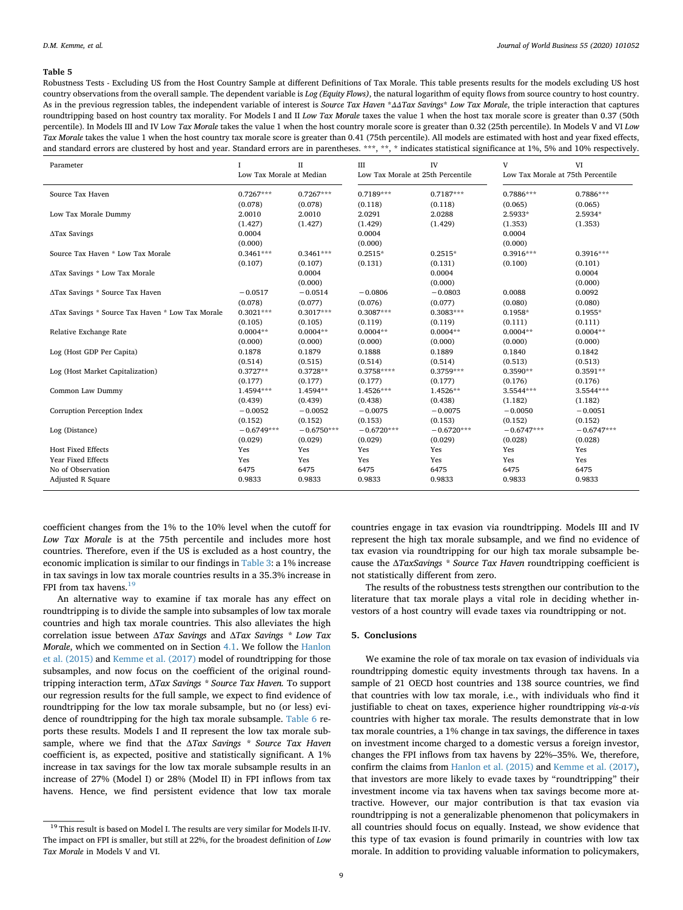**Table 5**

Robustness Tests - Excluding US from the Host Country Sample at different Definitions of Tax Morale. This table presents results for the models excluding US host country observations from the overall sample. The dependent variable is *Log (Equity Flows)*, the natural logarithm of equity flows from source country to host country. As in the previous regression tables, the independent variable of interest is *Source Tax Haven \*ΔΔTax Savings\* Low Tax Morale*, the triple interaction that captures roundtripping based on host country tax morality. For Models I and II *Low Tax Morale* taxes the value 1 when the host tax morale score is greater than 0.37 (50th percentile). In Models III and IV Low *Tax Morale* takes the value 1 when the host country morale score is greater than 0.32 (25th percentile). In Models V and VI *Low Tax Morale* takes the value 1 when the host country tax morale score is greater than 0.41 (75th percentile). All models are estimated with host and year fixed effects, and standard errors are clustered by host and year. Standard errors are in parentheses. \*\*\*, \*\*, \* indicates statistical significance at 1%, 5% and 10% respectively.

| Parameter | I | II | III | IV | V | VI |
|---|---|---|---|---|---|---|
| | Low Tax Morale at Median | | Low Tax Morale at 25th Percentile | | Low Tax Morale at 75th Percentile | |
| Source Tax Haven | 0.7267*** | 0.7267*** | 0.7189*** | 0.7187*** | 0.7886*** | 0.7886*** |
| | (0.078) | (0.078) | (0.118) | (0.118) | (0.065) | (0.065) |
| Low Tax Morale Dummy | 2.0010 | 2.0010 | 2.0291 | 2.0288 | 2.5933* | 2.5934* |
| | (1.427) | (1.427) | (1.429) | (1.429) | (1.353) | (1.353) |
| ΔTax Savings | 0.0004 | | 0.0004 | | 0.0004 | |
| | (0.000) | | (0.000) | | (0.000) | |
| Source Tax Haven * Low Tax Morale | 0.3461*** | 0.3461*** | 0.2515* | 0.2515* | 0.3916*** | 0.3916*** |
| | (0.107) | (0.107) | (0.131) | (0.131) | (0.100) | (0.101) |
| ΔTax Savings * Low Tax Morale | | 0.0004 | | 0.0004 | | 0.0004 |
| | | (0.000) | | (0.000) | | (0.000) |
| ΔTax Savings * Source Tax Haven | −0.0517 | −0.0514 | −0.0806 | −0.0803 | 0.0088 | 0.0092 |
| | (0.078) | (0.077) | (0.076) | (0.077) | (0.080) | (0.080) |
| ΔTax Savings * Source Tax Haven * Low Tax Morale | 0.3021*** | 0.3017*** | 0.3087*** | 0.3083*** | 0.1958* | 0.1955* |
| | (0.105) | (0.105) | (0.119) | (0.119) | (0.111) | (0.111) |
| Relative Exchange Rate | 0.0004** | 0.0004** | 0.0004** | 0.0004** | 0.0004** | 0.0004** |
| | (0.000) | (0.000) | (0.000) | (0.000) | (0.000) | (0.000) |
| Log (Host GDP Per Capita) | 0.1878 | 0.1879 | 0.1888 | 0.1889 | 0.1840 | 0.1842 |
| | (0.514) | (0.515) | (0.514) | (0.514) | (0.513) | (0.513) |
| Log (Host Market Capitalization) | 0.3727** | 0.3728** | 0.3758**** | 0.3759*** | 0.3590** | 0.3591** |
| | (0.177) | (0.177) | (0.177) | (0.177) | (0.176) | (0.176) |
| Common Law Dummy | 1.4594*** | 1.4594** | 1.4526*** | 1.4526** | 3.5544*** | 3.5544*** |
| | (0.439) | (0.439) | (0.438) | (0.438) | (1.182) | (1.182) |
| Corruption Perception Index | −0.0052 | −0.0052 | −0.0075 | −0.0075 | −0.0050 | −0.0051 |
| | (0.152) | (0.152) | (0.153) | (0.153) | (0.152) | (0.152) |
| Log (Distance) | −0.6749*** | −0.6750*** | −0.6720*** | −0.6720*** | −0.6747*** | −0.6747*** |
| | (0.029) | (0.029) | (0.029) | (0.029) | (0.028) | (0.028) |
| Host Fixed Effects | Yes | Yes | Yes | Yes | Yes | Yes |
| Year Fixed Effects | Yes | Yes | Yes | Yes | Yes | Yes |
| No of Observation | 6475 | 6475 | 6475 | 6475 | 6475 | 6475 |
| Adjusted R Square | 0.9833 | 0.9833 | 0.9833 | 0.9833 | 0.9833 | 0.9833 |

coefficient changes from the 1% to the 10% level when the cutoff for *Low Tax Morale* is at the 75th percentile and includes more host countries. Therefore, even if the US is excluded as a host country, the economic implication is similar to our findings in Table 3: a 1% increase in tax savings in low tax morale countries results in a 35.3% increase in FPI from tax havens.[19]

An alternative way to examine if tax morale has any effect on roundtripping is to divide the sample into subsamples of low tax morale countries and high tax morale countries. This also alleviates the high correlation issue between *ΔTax Savings* and *ΔTax Savings \* Low Tax Morale*, which we commented on in Section 4.1. We follow the Hanlon et al. (2015) and Kemme et al. (2017) model of roundtripping for those subsamples, and now focus on the coefficient of the original roundtripping interaction term, *ΔTax Savings \* Source Tax Haven.* To support our regression results for the full sample, we expect to find evidence of roundtripping for the low tax morale subsample, but no (or less) evidence of roundtripping for the high tax morale subsample. Table 6 reports these results. Models I and II represent the low tax morale subsample, where we find that the *ΔTax Savings \* Source Tax Haven* coefficient is, as expected, positive and statistically significant. A 1% increase in tax savings for the low tax morale subsample results in an increase of 27% (Model I) or 28% (Model II) in FPI inflows from tax havens. Hence, we find persistent evidence that low tax morale countries engage in tax evasion via roundtripping. Models III and IV represent the high tax morale subsample, and we find no evidence of tax evasion via roundtripping for our high tax morale subsample because the *ΔTaxSavings \* Source Tax Haven* roundtripping coefficient is not statistically different from zero.

The results of the robustness tests strengthen our contribution to the literature that tax morale plays a vital role in deciding whether investors of a host country will evade taxes via roundtripping or not.

## 5. Conclusions

We examine the role of tax morale on tax evasion of individuals via roundtripping domestic equity investments through tax havens. In a sample of 21 OECD host countries and 138 source countries, we find that countries with low tax morale, i.e., with individuals who find it justifiable to cheat on taxes, experience higher roundtripping *vis-a-vis* countries with higher tax morale. The results demonstrate that in low tax morale countries, a 1% change in tax savings, the difference in taxes on investment income charged to a domestic versus a foreign investor, changes the FPI inflows from tax havens by 22%–35%. We, therefore, confirm the claims from Hanlon et al. (2015) and Kemme et al. (2017), that investors are more likely to evade taxes by "roundtripping" their investment income via tax havens when tax savings become more attractive. However, our major contribution is that tax evasion via roundtripping is not a generalizable phenomenon that policymakers in all countries should focus on equally. Instead, we show evidence that this type of tax evasion is found primarily in countries with low tax morale. In addition to providing valuable information to policymakers,

[19] This result is based on Model I. The results are very similar for Models II-IV. The impact on FPI is smaller, but still at 22%, for the broadest definition of *Low Tax Morale* in Models V and VI.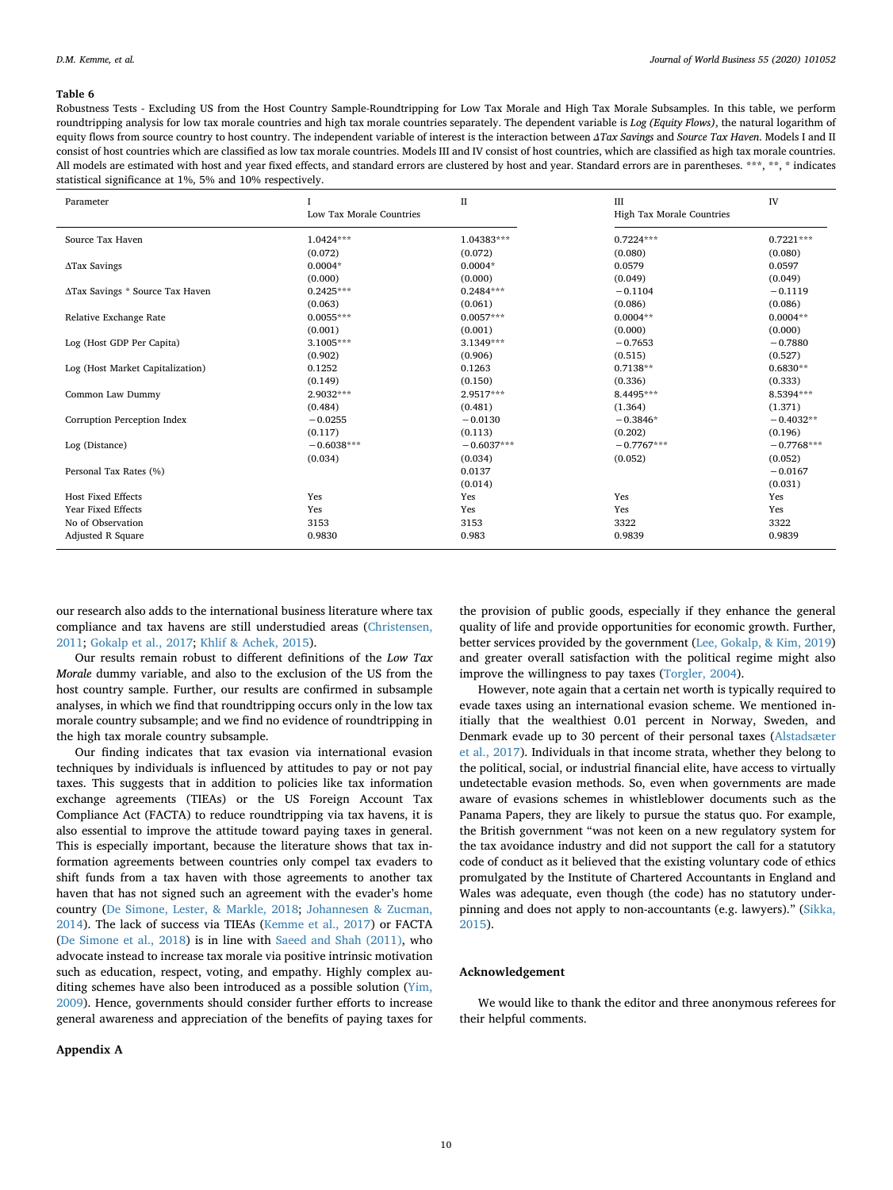**Table 6**

Robustness Tests - Excluding US from the Host Country Sample-Roundtripping for Low Tax Morale and High Tax Morale Subsamples. In this table, we perform roundtripping analysis for low tax morale countries and high tax morale countries separately. The dependent variable is *Log (Equity Flows)*, the natural logarithm of equity flows from source country to host country. The independent variable of interest is the interaction between *ΔTax Savings* and *Source Tax Haven*. Models I and II consist of host countries which are classified as low tax morale countries. Models III and IV consist of host countries, which are classified as high tax morale countries. All models are estimated with host and year fixed effects, and standard errors are clustered by host and year. Standard errors are in parentheses. ***, **, * indicates statistical significance at 1%, 5% and 10% respectively.

| Parameter | I | II | III | IV |
|---|---|---|---|---|
| | Low Tax Morale Countries | | High Tax Morale Countries | |
| Source Tax Haven | 1.0424*** | 1.04383*** | 0.7224*** | 0.7221*** |
| | (0.072) | (0.072) | (0.080) | (0.080) |
| ΔTax Savings | 0.0004* | 0.0004* | 0.0579 | 0.0597 |
| | (0.000) | (0.000) | (0.049) | (0.049) |
| ΔTax Savings * Source Tax Haven | 0.2425*** | 0.2484*** | −0.1104 | −0.1119 |
| | (0.063) | (0.061) | (0.086) | (0.086) |
| Relative Exchange Rate | 0.0055*** | 0.0057*** | 0.0004** | 0.0004** |
| | (0.001) | (0.001) | (0.000) | (0.000) |
| Log (Host GDP Per Capita) | 3.1005*** | 3.1349*** | −0.7653 | −0.7880 |
| | (0.902) | (0.906) | (0.515) | (0.527) |
| Log (Host Market Capitalization) | 0.1252 | 0.1263 | 0.7138** | 0.6830** |
| | (0.149) | (0.150) | (0.336) | (0.333) |
| Common Law Dummy | 2.9032*** | 2.9517*** | 8.4495*** | 8.5394*** |
| | (0.484) | (0.481) | (1.364) | (1.371) |
| Corruption Perception Index | −0.0255 | −0.0130 | −0.3846* | −0.4032** |
| | (0.117) | (0.113) | (0.202) | (0.196) |
| Log (Distance) | −0.6038*** | −0.6037*** | −0.7767*** | −0.7768*** |
| | (0.034) | (0.034) | (0.052) | (0.052) |
| Personal Tax Rates (%) | | 0.0137 | | −0.0167 |
| | | (0.014) | | (0.031) |
| Host Fixed Effects | Yes | Yes | Yes | Yes |
| Year Fixed Effects | Yes | Yes | Yes | Yes |
| No of Observation | 3153 | 3153 | 3322 | 3322 |
| Adjusted R Square | 0.9830 | 0.983 | 0.9839 | 0.9839 |

our research also adds to the international business literature where tax compliance and tax havens are still understudied areas (Christensen, 2011; Gokalp et al., 2017; Khlif & Achek, 2015).

Our results remain robust to different definitions of the *Low Tax Morale* dummy variable, and also to the exclusion of the US from the host country sample. Further, our results are confirmed in subsample analyses, in which we find that roundtripping occurs only in the low tax morale country subsample; and we find no evidence of roundtripping in the high tax morale country subsample.

Our finding indicates that tax evasion via international evasion techniques by individuals is influenced by attitudes to pay or not pay taxes. This suggests that in addition to policies like tax information exchange agreements (TIEAs) or the US Foreign Account Tax Compliance Act (FACTA) to reduce roundtripping via tax havens, it is also essential to improve the attitude toward paying taxes in general. This is especially important, because the literature shows that tax information agreements between countries only compel tax evaders to shift funds from a tax haven with those agreements to another tax haven that has not signed such an agreement with the evader's home country (De Simone, Lester, & Markle, 2018; Johannesen & Zucman, 2014). The lack of success via TIEAs (Kemme et al., 2017) or FACTA (De Simone et al., 2018) is in line with Saeed and Shah (2011), who advocate instead to increase tax morale via positive intrinsic motivation such as education, respect, voting, and empathy. Highly complex auditing schemes have also been introduced as a possible solution (Yim, 2009). Hence, governments should consider further efforts to increase general awareness and appreciation of the benefits of paying taxes for the provision of public goods, especially if they enhance the general quality of life and provide opportunities for economic growth. Further, better services provided by the government (Lee, Gokalp, & Kim, 2019) and greater overall satisfaction with the political regime might also improve the willingness to pay taxes (Torgler, 2004).

However, note again that a certain net worth is typically required to evade taxes using an international evasion scheme. We mentioned initially that the wealthiest 0.01 percent in Norway, Sweden, and Denmark evade up to 30 percent of their personal taxes (Alstadsæter et al., 2017). Individuals in that income strata, whether they belong to the political, social, or industrial financial elite, have access to virtually undetectable evasion methods. So, even when governments are made aware of evasions schemes in whistleblower documents such as the Panama Papers, they are likely to pursue the status quo. For example, the British government "was not keen on a new regulatory system for the tax avoidance industry and did not support the call for a statutory code of conduct as it believed that the existing voluntary code of ethics promulgated by the Institute of Chartered Accountants in England and Wales was adequate, even though (the code) has no statutory underpinning and does not apply to non-accountants (e.g. lawyers)." (Sikka, 2015).

## Acknowledgement

We would like to thank the editor and three anonymous referees for their helpful comments.

## Appendix A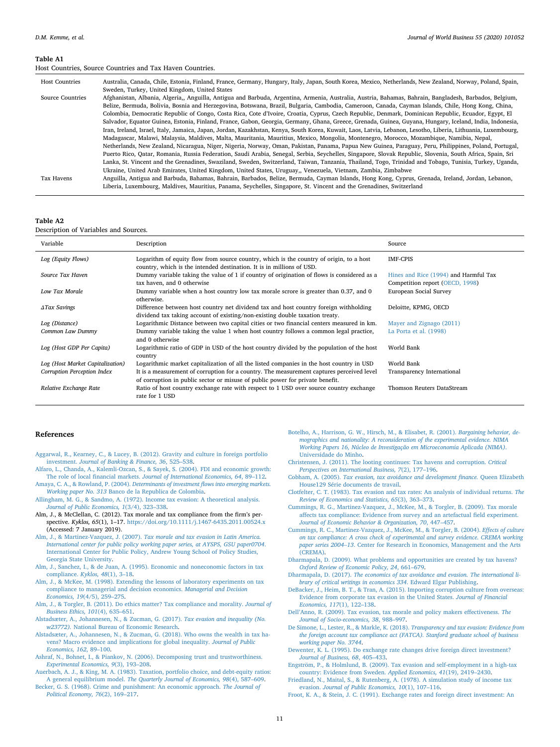**Table A1**
Host Countries, Source Countries and Tax Haven Countries.

| | |
|---|---|
| Host Countries | Australia, Canada, Chile, Estonia, Finland, France, Germany, Hungary, Italy, Japan, South Korea, Mexico, Netherlands, New Zealand, Norway, Poland, Spain, Sweden, Turkey, United Kingdom, United States |
| Source Countries | Afghanistan, Albania, Algeria,, Anguilla, Antigua and Barbuda, Argentina, Armenia, Australia, Austria, Bahamas, Bahrain, Bangladesh, Barbados, Belgium, Belize, Bermuda, Bolivia, Bosnia and Herzegovina, Botswana, Brazil, Bulgaria, Cambodia, Cameroon, Canada, Cayman Islands, Chile, Hong Kong, China, Colombia, Democratic Republic of Congo, Costa Rica, Cote d'Ivoire, Croatia, Cyprus, Czech Republic, Denmark, Dominican Republic, Ecuador, Egypt, El Salvador, Equator Guinea, Estonia, Finland, France, Gabon, Georgia, Germany, Ghana, Greece, Grenada, Guinea, Guyana, Hungary, Iceland, India, Indonesia, Iran, Ireland, Israel, Italy, Jamaica, Japan, Jordan, Kazakhstan, Kenya, South Korea, Kuwait, Laos, Latvia, Lebanon, Lesotho, Liberia, Lithuania, Luxembourg, Madagascar, Malawi, Malaysia, Maldives, Malta, Mauritania, Mauritius, Mexico, Mongolia, Montenegro, Morocco, Mozambique, Namibia, Nepal, Netherlands, New Zealand, Nicaragua, Niger, Nigeria, Norway, Oman, Pakistan, Panama, Papua New Guinea, Paraguay, Peru, Philippines, Poland, Portugal, Puerto Rico, Qatar, Romania, Russia Federation, Saudi Arabia, Senegal, Serbia, Seychelles, Singapore, Slovak Republic, Slovenia, South Africa, Spain, Sri Lanka, St. Vincent and the Grenadines, Swaziland, Sweden, Switzerland, Taiwan, Tanzania, Thailand, Togo, Trinidad and Tobago, Tunisia, Turkey, Uganda, Ukraine, United Arab Emirates, United Kingdom, United States, Uruguay,, Venezuela, Vietnam, Zambia, Zimbabwe |
| Tax Havens | Anguilla, Antigua and Barbuda, Bahamas, Bahrain, Barbados, Belize, Bermuda, Cayman Islands, Hong Kong, Cyprus, Grenada, Ireland, Jordan, Lebanon, Liberia, Luxembourg, Maldives, Mauritius, Panama, Seychelles, Singapore, St. Vincent and the Grenadines, Switzerland |

**Table A2**
Description of Variables and Sources.

| Variable | Description | Source |
|---|---|---|
| *Log (Equity Flows)* | Logarithm of equity flow from source country, which is the country of origin, to a host country, which is the intended destination. It is in millions of USD. | IMF-CPIS |
| *Source Tax Haven* | Dummy variable taking the value of 1 if country of origination of flows is considered as a tax haven, and 0 otherwise | Hines and Rice (1994) and Harmful Tax Competition report (OECD, 1998) |
| *Low Tax Morale* | Dummy variable when a host country low tax morale scrore is greater than 0.37, and 0 otherwise. | European Social Survey |
| *ΔTax Savings* | Difference between host country net dividend tax and host country foreign withholding dividend tax taking account of existing/non-existing double taxation treaty. | Deloitte, KPMG, OECD |
| *Log (Distance)* | Logarithmic Distance between two capital cities or two financial centers measured in km. | Mayer and Zignago (2011) |
| *Common Law Dummy* | Dummy variable taking the value 1 when host country follows a common legal practice, and 0 otherwise | La Porta et al. (1998) |
| *Log (Host GDP Per Capita)* | Logarithmic ratio of GDP in USD of the host country divided by the population of the host country | World Bank |
| *Log (Host Market Capitalization)* | Logarithmic market capitalization of all the listed companies in the host country in USD | World Bank |
| *Corruption Perception Index* | It is a measurement of corruption for a country. The measurement captures perceived level of corruption in public sector or misuse of public power for private benefit. | Transparency International |
| *Relative Exchange Rate* | Ratio of host country exchange rate with respect to 1 USD over source country exchange rate for 1 USD | Thomson Reuters DataStream |

## References

Aggarwal, R., Kearney, C., & Lucey, B. (2012). Gravity and culture in foreign portfolio investment. *Journal of Banking & Finance, 36*, 525–538.

Alfaro, L., Chanda, A., Kalemli-Ozcan, S., & Sayek, S. (2004). FDI and economic growth: The role of local financial markets. *Journal of International Economics, 64*, 89–112.

Amaya, C. A., & Rowland, P. (2004). *Determinants of investment flows into emerging markets. Working paper No. 313* Banco de la Republica de Colombia.

Allingham, M. G., & Sandmo, A. (1972). Income tax evasion: A theoretical analysis. *Journal of Public Economics, 1*(3/4), 323–338.

Alm, J., & McClellan, C. (2012). Tax morale and tax compliance from the firm's perspective. *Kyklos, 65*(1), 1–17. https://doi.org/10.1111/j.1467-6435.2011.00524.x (Accessed: 7 January 2019).

Alm, J., & Martinez-Vazquez, J. (2007). *Tax morale and tax evasion in Latin America. International center for public policy working paper series, at AYSPS, GSU paper0704*. International Center for Public Policy, Andrew Young School of Policy Studies, Georgia State University.

Alm, J., Sanchez, I., & de Juan, A. (1995). Economic and noneconomic factors in tax compliance. *Kyklos, 48*(1), 3–18.

Alm, J., & McKee, M. (1998). Extending the lessons of laboratory experiments on tax compliance to managerial and decision economics. *Managerial and Decision Economics, 19*(4/5), 259–275.

Alm, J., & Torgler, B. (2011). Do ethics matter? Tax compliance and morality. *Journal of Business Ethics, 101*(4), 635–651.

Alstadsæter, A., Johannesen, N., & Zucman, G. (2017). *Tax evasion and inequality (No. w23772)*. National Bureau of Economic Research.

Alstadsæter, A., Johannesen, N., & Zucman, G. (2018). Who owns the wealth in tax havens? Macro evidence and implications for global inequality. *Journal of Public Economics, 162*, 89–100.

Ashraf, N., Bohnet, I., & Piankov, N. (2006). Decomposing trust and trustworthiness. *Experimental Economics, 9*(3), 193–208.

Auerbach, A. J., & King, M. A. (1983). Taxation, portfolio choice, and debt-equity ratios: A general equilibrium model. *The Quarterly Journal of Economics, 98*(4), 587–609.

Becker, G. S. (1968). Crime and punishment: An economic approach. *The Journal of Political Economy, 76*(2), 169–217.

Botelho, A., Harrison, G. W., Hirsch, M., & Elisabet, R. (2001). *Bargaining behavior, demographics and nationality: A reconsideration of the experimental evidence. NIMA Working Papers 16, Núcleo de Investigação em Microeconomia Aplicada (NIMA)*. Universidade do Minho.

Christensen, J. (2011). The looting continues: Tax havens and corruption. *Critical Perspectives on International Business, 7*(2), 177–196.

Cobham, A. (2005). *Tax evasion, tax avoidance and development finance.* Queen Elizabeth House129 Série documents de travail.

Clotfelter, C. T. (1983). Tax evasion and tax rates: An analysis of individual returns. *The Review of Economics and Statistics, 65*(3), 363–373.

Cummings, R. G., Martinez-Vazquez, J., McKee, M., & Torgler, B. (2009). Tax morale affects tax compliance: Evidence from survey and an artefactual field experiment. *Journal of Economic Behavior & Organization, 70*, 447–457.

Cummings, R. C., Martinez-Vazquez, J., McKee, M., & Torgler, B. (2004). *Effects of culture on tax compliance: A cross check of experimental and survey evidence. CREMA working paper series 2004–13*. Center for Research in Economics, Management and the Arts (CREMA).

Dharmapala, D. (2009). What problems and opportunities are created by tax havens? *Oxford Review of Economic Policy, 24*, 661–679.

Dharmapala, D. (2017). *The economics of tax avoidance and evasion. The international library of critical writings in economics 334*. Edward Elgar Publishing.

DeBacker, J., Heim, B. T., & Tran, A. (2015). Importing corruption culture from overseas: Evidence from corporate tax evasion in the United States. *Journal of Financial Economics, 117*(1), 122–138.

Dell'Anno, R. (2009). Tax evasion, tax morale and policy makers effectiveness. *The Journal of Socio-economics, 38*, 988–997.

De Simone, L., Lester, R., & Markle, K. (2018). *Transparency and tax evasion: Evidence from the foreign account tax compliance act (FATCA). Stanford graduate school of business working paper No. 3744*.

Dewenter, K. L. (1995). Do exchange rate changes drive foreign direct investment? *Journal of Business, 68*, 405–433.

Engström, P., & Holmlund, B. (2009). Tax evasion and self-employment in a high-tax country: Evidence from Sweden. *Applied Economics, 41*(19), 2419–2430.

Friedland, N., Maital, S., & Rutenberg, A. (1978). A simulation study of income tax evasion. *Journal of Public Economics, 10*(1), 107–116.

Froot, K. A., & Stein, J. C. (1991). Exchange rates and foreign direct investment: An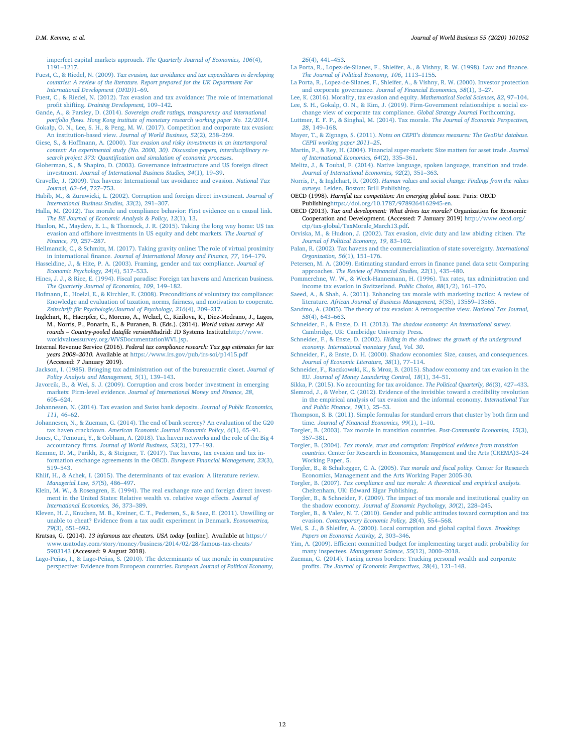imperfect capital markets approach. *The Quarterly Journal of Economics, 106*(4), 1191–1217.

Fuest, C., & Riedel, N. (2009). *Tax evasion, tax avoidance and tax expenditures in developing countries: A review of the literature. Report prepared for the UK Department For International Development (DFID)*1–69.

Fuest, C., & Riedel, N. (2012). Tax evasion and tax avoidance: The role of international profit shifting. *Draining Development,* 109–142.

Gande, A., & Parsley, D. (2014). *Sovereign credit ratings, transparency and international portfolio flows. Hong Kong institute of monetary research working paper No. 12/2014*.

Gokalp, O. N., Lee, S. H., & Peng, M. W. (2017). Competition and corporate tax evasion: An institution-based view. *Journal of World Business, 52*(2), 258–269.

Giese, S., & Hoffmann, A. (2000). *Tax evasion and risky investments in an intertemporal context: An experimental study (No. 2000, 30). Discussion papers, interdisciplinary research project 373: Quantification and simulation of economic processes*.

Globerman, S., & Shapiro, D. (2003). Governance infrastructure and US foreign direct investment. *Journal of International Business Studies, 34*(1), 19–39.

Gravelle, J. (2009). Tax havens: International tax avoidance and evasion. *National Tax Journal, 62–64*, 727–753.

Habib, M., & Zurawicki, L. (2002). Corruption and foreign direct investment. *Journal of International Business Studies, 33*(2), 291–307.

Halla, M. (2012). Tax morale and compliance behavior: First evidence on a causal link. *The BE Journal of Economic Analysis & Policy, 12*(1), 13.

Hanlon, M., Maydew, E. L., & Thornock, J. R. (2015). Taking the long way home: US tax evasion and offshore investments in US equity and debt markets. *The Journal of Finance, 70*, 257–287.

Hellmanzik, C., & Schmitz, M. (2017). Taking gravity online: The role of virtual proximity in international finance. *Journal of International Money and Finance, 77*, 164–179.

Hasseldine, J., & Hite, P. A. (2003). Framing, gender and tax compliance. *Journal of Economic Psychology, 24*(4), 517–533.

Hines, J. J., & Rice, E. (1994). Fiscal paradise: Foreign tax havens and American business. *The Quarterly Journal of Economics, 109*, 149–182.

Hofmann, E., Hoelzl, E., & Kirchler, E. (2008). Preconditions of voluntary tax compliance: Knowledge and evaluation of taxation, norms, fairness, and motivation to cooperate. *Zeitschrift für Psychologie/Journal of Psychology, 216*(4), 209–217.

Inglehart, R., Haerpfer, C., Moreno, A., Welzel, C., Kizilova, K., Diez-Medrano, J., Lagos, M., Norris, P., Ponarin, E., & Puranen, B. (Eds.). (2014). *World values survey: All rounds – Country-pooled datafile version*Madrid: JD Systems Institutehttp://www.worldvaluessurvey.org/WVSDocumentationWVL.jsp.

Internal Revenue Service (2016). *Federal tax compliance research: Tax gap estimates for tax years 2008–2010.* Available at https://www.irs.gov/pub/irs-soi/p1415.pdf (Accessed: 7 January 2019).

Jackson, I. (1985). Bringing tax administration out of the bureaucratic closet. *Journal of Policy Analysis and Management, 5*(1), 139–143.

Javorcik, B., & Wei, S. J. (2009). Corruption and cross border investment in emerging markets: Firm-level evidence. *Journal of International Money and Finance, 28*, 605–624.

Johannesen, N. (2014). Tax evasion and Swiss bank deposits. *Journal of Public Economics, 111*, 46–62.

Johannesen, N., & Zucman, G. (2014). The end of bank secrecy? An evaluation of the G20 tax haven crackdown. *American Economic Journal Economic Policy, 6*(1), 65–91.

Jones, C., Temouri, Y., & Cobham, A. (2018). Tax haven networks and the role of the Big 4 accountancy firms. *Journal of World Business, 53*(2), 177–193.

Kemme, D. M., Parikh, B., & Steigner, T. (2017). Tax havens, tax evasion and tax information exchange agreements in the OECD. *European Financial Management, 23*(3), 519–543.

Khlif, H., & Achek, I. (2015). The determinants of tax evasion: A literature review. *Managerial Law, 57*(5), 486–497.

Klein, M. W., & Rosengren, E. (1994). The real exchange rate and foreign direct investment in the United States: Relative wealth vs. relative wage effects. *Journal of International Economics, 36*, 373–389.

Kleven, H. J., Knudsen, M. B., Kreiner, C. T., Pedersen, S., & Saez, E. (2011). Unwilling or unable to cheat? Evidence from a tax audit experiment in Denmark. *Econometrica, 79*(3), 651–692.

Kratsas, G. (2014). *13 infamous tax cheaters. USA today* [online]. Available at https://www.usatoday.com/story/money/business/2014/02/28/famous-tax-cheats/5903143 (Accessed: 9 August 2018).

Lago-Peñas, I., & Lago-Peñas, S. (2010). The determinants of tax morale in comparative perspective: Evidence from European countries. *European Journal of Political Economy, 26*(4), 441–453.

La Porta, R., Lopez-de-Silanes, F., Shleifer, A., & Vishny, R. W. (1998). Law and finance. *The Journal of Political Economy, 106*, 1113–1155.

La Porta, R., Lopez-de-Silanes, F., Shleifer, A., & Vishny, R. W. (2000). Investor protection and corporate governance. *Journal of Financial Economics, 58*(1), 3–27.

Lee, K. (2016). Morality, tax evasion and equity. *Mathematical Social Sciences, 82*, 97–104.

Lee, S. H., Gokalp, O. N., & Kim, J. (2019). Firm-Government relationships: a social exchange view of corporate tax compliance. *Global Strategy Journal* Forthcoming.

Luttmer, E. F. P., & Singhal, M. (2014). Tax morale. *The Journal of Economic Perspectives, 28*, 149–168.

Mayer, T., & Zignago, S. (2011). *Notes on CEPII's distances measures: The GeoDist database. CEPII working paper 2011–25*.

Martin, P., & Rey, H. (2004). Financial super-markets: Size matters for asset trade. *Journal of International Economics, 64*(2), 335–361.

Melitz, J., & Toubal, F. (2014). Native language, spoken language, transition and trade. *Journal of International Economics, 92*(2), 351–363.

Norris, P., & Inglehart, R. (2003). *Human values and social change: Findings from the values surveys.* Leiden, Boston: Brill Publishing.

OECD (1998). *Harmful tax competition: An emerging global issue.* Paris: OECD Publishinghttps://doi.org/10.1787/9789264162945-en.

OECD (2013). *Tax and development: What drives tax morale?* Organization for Economic Cooperation and Development. (Accessed: 7 January 2019) http://www.oecd.org/ctp/tax-global/TaxMorale_March13.pdf.

Orviska, M., & Hudson, J. (2002). Tax evasion, civic duty and law abiding citizen. *The Journal of Political Economy, 19*, 83–102.

Palan, R. (2002). Tax havens and the commercialization of state sovereignty. *International Organization, 56*(1), 151–176.

Petersen, M. A. (2009). Estimating standard errors in finance panel data sets: Comparing approaches. *The Review of Financial Studies, 22*(1), 435–480.

Pommerehne, W. W., & Weck-Hannemann, H. (1996). Tax rates, tax administration and income tax evasion in Switzerland. *Public Choice, 88*(1/2), 161–170.

Saeed, A., & Shah, A. (2011). Enhancing tax morale with marketing tactics: A review of literature. *African Journal of Business Management, 5*(35), 13559–13565.

Sandmo, A. (2005). The theory of tax evasion: A retrospective view. *National Tax Journal, 58*(4), 643–663.

Schneider, F., & Enste, D. H. (2013). *The shadow economy: An international survey.* Cambridge, UK: Cambridge University Press.

Schneider, F., & Enste, D. (2002). *Hiding in the shadows: the growth of the underground economy. International monetary fund, Vol. 30*.

Schneider, F., & Enste, D. H. (2000). Shadow economies: Size, causes, and consequences. *Journal of Economic Literature, 38*(1), 77–114.

Schneider, F., Raczkowski, K., & Mroz, B. (2015). Shadow economy and tax evasion in the EU. *Journal of Money Laundering Control, 18*(1), 34–51.

Sikka, P. (2015). No accounting for tax avoidance. *The Political Quarterly, 86*(3), 427–433.

Slemrod, J., & Weber, C. (2012). Evidence of the invisible: toward a credibility revolution in the empirical analysis of tax evasion and the informal economy. *International Tax and Public Finance, 19*(1), 25–53.

Thompson, S. B. (2011). Simple formulas for standard errors that cluster by both firm and time. *Journal of Financial Economics, 99*(1), 1–10.

Torgler, B. (2003). Tax morale in transition countries. *Post-Communist Economies, 15*(3), 357–381.

Torgler, B. (2004). *Tax morale, trust and corruption: Empirical evidence from transition countries.* Center for Research in Economics, Management and the Arts (CREMA)3–24 Working Paper, 5.

Torgler, B., & Schaltegger, C. A. (2005). *Tax morale and fiscal policy.* Center for Research Economics, Management and the Arts Working Paper 2005-30.

Torgler, B. (2007). *Tax compliance and tax morale: A theoretical and empirical analysis.* Cheltenham, UK: Edward Elgar Publishing.

Torgler, B., & Schneider, F. (2009). The impact of tax morale and institutional quality on the shadow economy. *Journal of Economic Psychology, 30*(2), 228–245.

Torgler, B., & Valev, N. T. (2010). Gender and public attitudes toward corruption and tax evasion. *Contemporary Economic Policy, 28*(4), 554–568.

Wei, S. J., & Shleifer, A. (2000). Local corruption and global capital flows. *Brookings Papers on Economic Activity, 2*, 303–346.

Yim, A. (2009). Efficient committed budget for implementing target audit probability for many inspectees. *Management Science, 55*(12), 2000–2018.

Zucman, G. (2014). Taxing across borders: Tracking personal wealth and corporate profits. *The Journal of Economic Perspectives, 28*(4), 121–148.